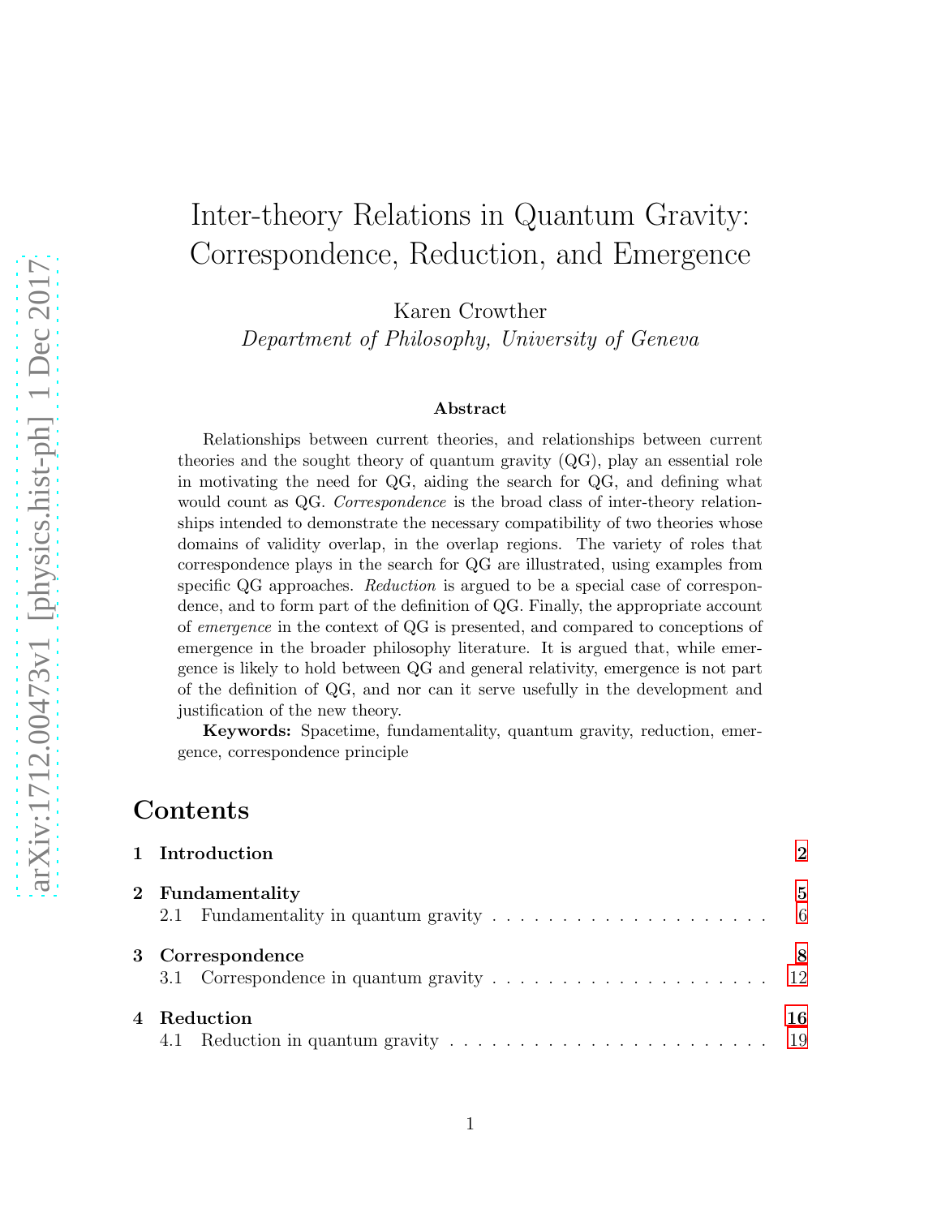# Inter-theory Relations in Quantum Gravity: Correspondence, Reduction, and Emergence

Karen Crowther

*Department of Philosophy, University of Geneva*

### Abstract

Relationships between current theories, and relationships between current theories and the sought theory of quantum gravity (QG), play an essential role in motivating the need for QG, aiding the search for QG, and defining what would count as QG. *Correspondence* is the broad class of inter-theory relationships intended to demonstrate the necessary compatibility of two theories whose domains of validity overlap, in the overlap regions. The variety of roles that correspondence plays in the search for QG are illustrated, using examples from specific QG approaches. *Reduction* is argued to be a special case of correspondence, and to form part of the definition of QG. Finally, the appropriate account of *emergence* in the context of QG is presented, and compared to conceptions of emergence in the broader philosophy literature. It is argued that, while emergence is likely to hold between QG and general relativity, emergence is not part of the definition of QG, and nor can it serve usefully in the development and justification of the new theory.

**Keywords:** Spacetime, fundamentality, quantum gravity, reduction, emergence, correspondence principle

## Contents

| | | |
|---|---|---|
| **1** | **Introduction** | **2** |
| **2** | **Fundamentality** | **5** |
| 2.1 | Fundamentality in quantum gravity | 6 |
| **3** | **Correspondence** | **8** |
| 3.1 | Correspondence in quantum gravity | 12 |
| **4** | **Reduction** | **16** |
| 4.1 | Reduction in quantum gravity | 19 |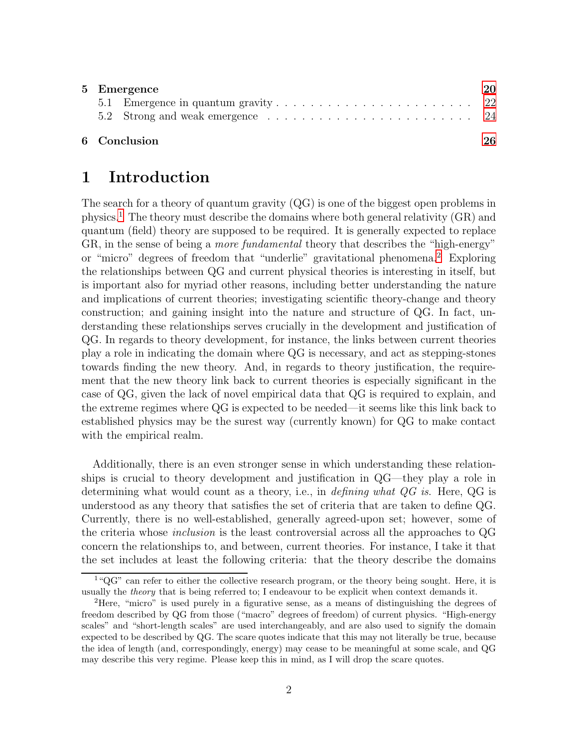| | | |
|---|---|---|
| **5** | **Emergence** | **20** |
| | 5.1 Emergence in quantum gravity | 22 |
| | 5.2 Strong and weak emergence | 24 |
| **6** | **Conclusion** | **26** |

# 1 Introduction

The search for a theory of quantum gravity (QG) is one of the biggest open problems in physics.[1] The theory must describe the domains where both general relativity (GR) and quantum (field) theory are supposed to be required. It is generally expected to replace GR, in the sense of being a *more fundamental* theory that describes the "high-energy" or "micro" degrees of freedom that "underlie" gravitational phenomena.[2] Exploring the relationships between QG and current physical theories is interesting in itself, but is important also for myriad other reasons, including better understanding the nature and implications of current theories; investigating scientific theory-change and theory construction; and gaining insight into the nature and structure of QG. In fact, understanding these relationships serves crucially in the development and justification of QG. In regards to theory development, for instance, the links between current theories play a role in indicating the domain where QG is necessary, and act as stepping-stones towards finding the new theory. And, in regards to theory justification, the requirement that the new theory link back to current theories is especially significant in the case of QG, given the lack of novel empirical data that QG is required to explain, and the extreme regimes where QG is expected to be needed—it seems like this link back to established physics may be the surest way (currently known) for QG to make contact with the empirical realm.

Additionally, there is an even stronger sense in which understanding these relationships is crucial to theory development and justification in QG—they play a role in determining what would count as a theory, i.e., in *defining what QG is*. Here, QG is understood as any theory that satisfies the set of criteria that are taken to define QG. Currently, there is no well-established, generally agreed-upon set; however, some of the criteria whose *inclusion* is the least controversial across all the approaches to QG concern the relationships to, and between, current theories. For instance, I take it that the set includes at least the following criteria: that the theory describe the domains

---

[1] "QG" can refer to either the collective research program, or the theory being sought. Here, it is usually the *theory* that is being referred to; I endeavour to be explicit when context demands it.

[2] Here, "micro" is used purely in a figurative sense, as a means of distinguishing the degrees of freedom described by QG from those ("macro" degrees of freedom) of current physics. "High-energy scales" and "short-length scales" are used interchangeably, and are also used to signify the domain expected to be described by QG. The scare quotes indicate that this may not literally be true, because the idea of length (and, correspondingly, energy) may cease to be meaningful at some scale, and QG may describe this very regime. Please keep this in mind, as I will drop the scare quotes.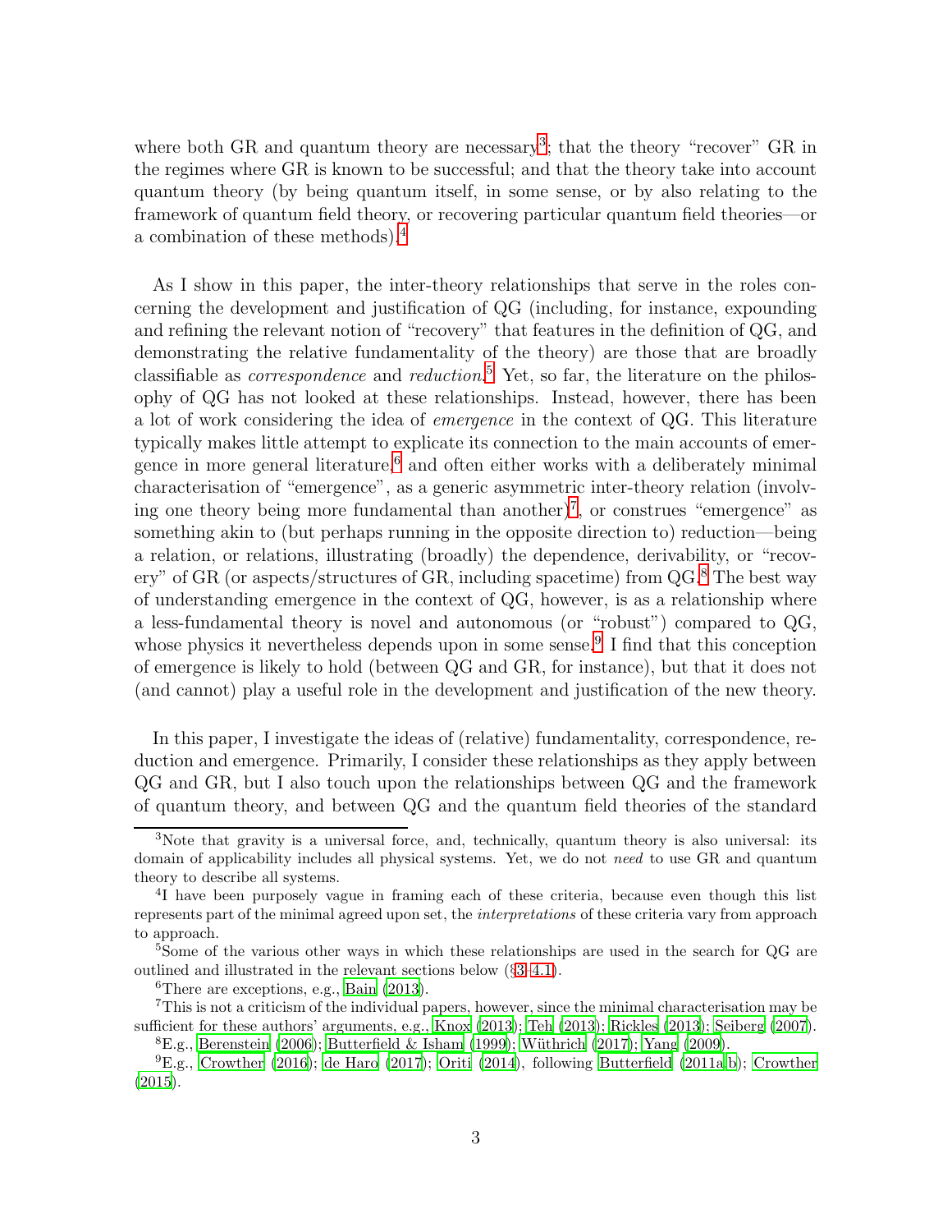where both GR and quantum theory are necessary[3]; that the theory "recover" GR in the regimes where GR is known to be successful; and that the theory take into account quantum theory (by being quantum itself, in some sense, or by also relating to the framework of quantum field theory, or recovering particular quantum field theories—or a combination of these methods).[4]

As I show in this paper, the inter-theory relationships that serve in the roles concerning the development and justification of QG (including, for instance, expounding and refining the relevant notion of "recovery" that features in the definition of QG, and demonstrating the relative fundamentality of the theory) are those that are broadly classifiable as *correspondence* and *reduction*.[5] Yet, so far, the literature on the philosophy of QG has not looked at these relationships. Instead, however, there has been a lot of work considering the idea of *emergence* in the context of QG. This literature typically makes little attempt to explicate its connection to the main accounts of emergence in more general literature,[6] and often either works with a deliberately minimal characterisation of "emergence", as a generic asymmetric inter-theory relation (involving one theory being more fundamental than another)[7], or construes "emergence" as something akin to (but perhaps running in the opposite direction to) reduction—being a relation, or relations, illustrating (broadly) the dependence, derivability, or "recovery" of GR (or aspects/structures of GR, including spacetime) from QG.[8] The best way of understanding emergence in the context of QG, however, is as a relationship where a less-fundamental theory is novel and autonomous (or "robust") compared to QG, whose physics it nevertheless depends upon in some sense.[9] I find that this conception of emergence is likely to hold (between QG and GR, for instance), but that it does not (and cannot) play a useful role in the development and justification of the new theory.

In this paper, I investigate the ideas of (relative) fundamentality, correspondence, reduction and emergence. Primarily, I consider these relationships as they apply between QG and GR, but I also touch upon the relationships between QG and the framework of quantum theory, and between QG and the quantum field theories of the standard

---

[3] Note that gravity is a universal force, and, technically, quantum theory is also universal: its domain of applicability includes all physical systems. Yet, we do not *need* to use GR and quantum theory to describe all systems.

[4] I have been purposely vague in framing each of these criteria, because even though this list represents part of the minimal agreed upon set, the *interpretations* of these criteria vary from approach to approach.

[5] Some of the various other ways in which these relationships are used in the search for QG are outlined and illustrated in the relevant sections below (§3–4.1).

[6] There are exceptions, e.g., Bain (2013).

[7] This is not a criticism of the individual papers, however, since the minimal characterisation may be sufficient for these authors' arguments, e.g., Knox (2013); Teh (2013); Rickles (2013); Seiberg (2007).

[8] E.g., Berenstein (2006); Butterfield & Isham (1999); Wüthrich (2017); Yang (2009).

[9] E.g., Crowther (2016); de Haro (2017); Oriti (2014), following Butterfield (2011a,b); Crowther (2015).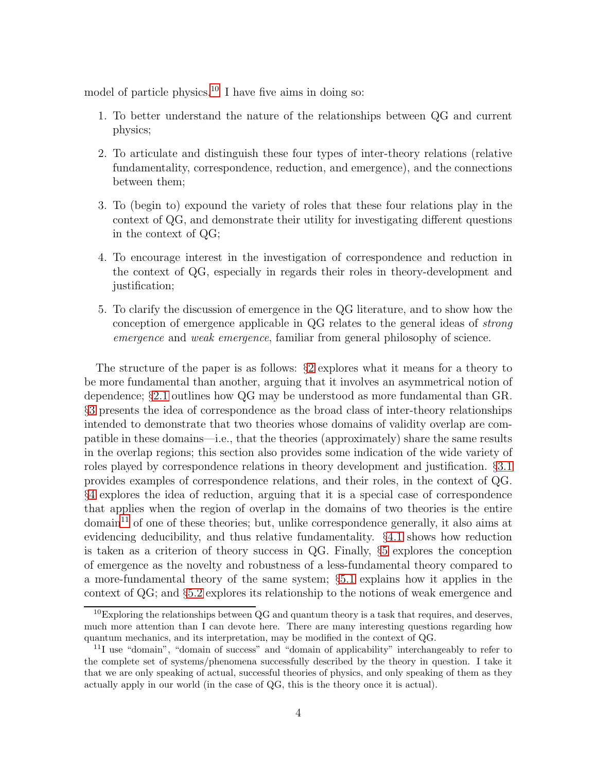model of particle physics.[10] I have five aims in doing so:

1. To better understand the nature of the relationships between QG and current physics;
2. To articulate and distinguish these four types of inter-theory relations (relative fundamentality, correspondence, reduction, and emergence), and the connections between them;
3. To (begin to) expound the variety of roles that these four relations play in the context of QG, and demonstrate their utility for investigating different questions in the context of QG;
4. To encourage interest in the investigation of correspondence and reduction in the context of QG, especially in regards their roles in theory-development and justification;
5. To clarify the discussion of emergence in the QG literature, and to show how the conception of emergence applicable in QG relates to the general ideas of *strong emergence* and *weak emergence*, familiar from general philosophy of science.

The structure of the paper is as follows: §2 explores what it means for a theory to be more fundamental than another, arguing that it involves an asymmetrical notion of dependence; §2.1 outlines how QG may be understood as more fundamental than GR. §3 presents the idea of correspondence as the broad class of inter-theory relationships intended to demonstrate that two theories whose domains of validity overlap are compatible in these domains—i.e., that the theories (approximately) share the same results in the overlap regions; this section also provides some indication of the wide variety of roles played by correspondence relations in theory development and justification. §3.1 provides examples of correspondence relations, and their roles, in the context of QG. §4 explores the idea of reduction, arguing that it is a special case of correspondence that applies when the region of overlap in the domains of two theories is the entire domain[11] of one of these theories; but, unlike correspondence generally, it also aims at evidencing deducibility, and thus relative fundamentality. §4.1 shows how reduction is taken as a criterion of theory success in QG. Finally, §5 explores the conception of emergence as the novelty and robustness of a less-fundamental theory compared to a more-fundamental theory of the same system; §5.1 explains how it applies in the context of QG; and §5.2 explores its relationship to the notions of weak emergence and

[10] Exploring the relationships between QG and quantum theory is a task that requires, and deserves, much more attention than I can devote here. There are many interesting questions regarding how quantum mechanics, and its interpretation, may be modified in the context of QG.

[11] I use "domain", "domain of success" and "domain of applicability" interchangeably to refer to the complete set of systems/phenomena successfully described by the theory in question. I take it that we are only speaking of actual, successful theories of physics, and only speaking of them as they actually apply in our world (in the case of QG, this is the theory once it is actual).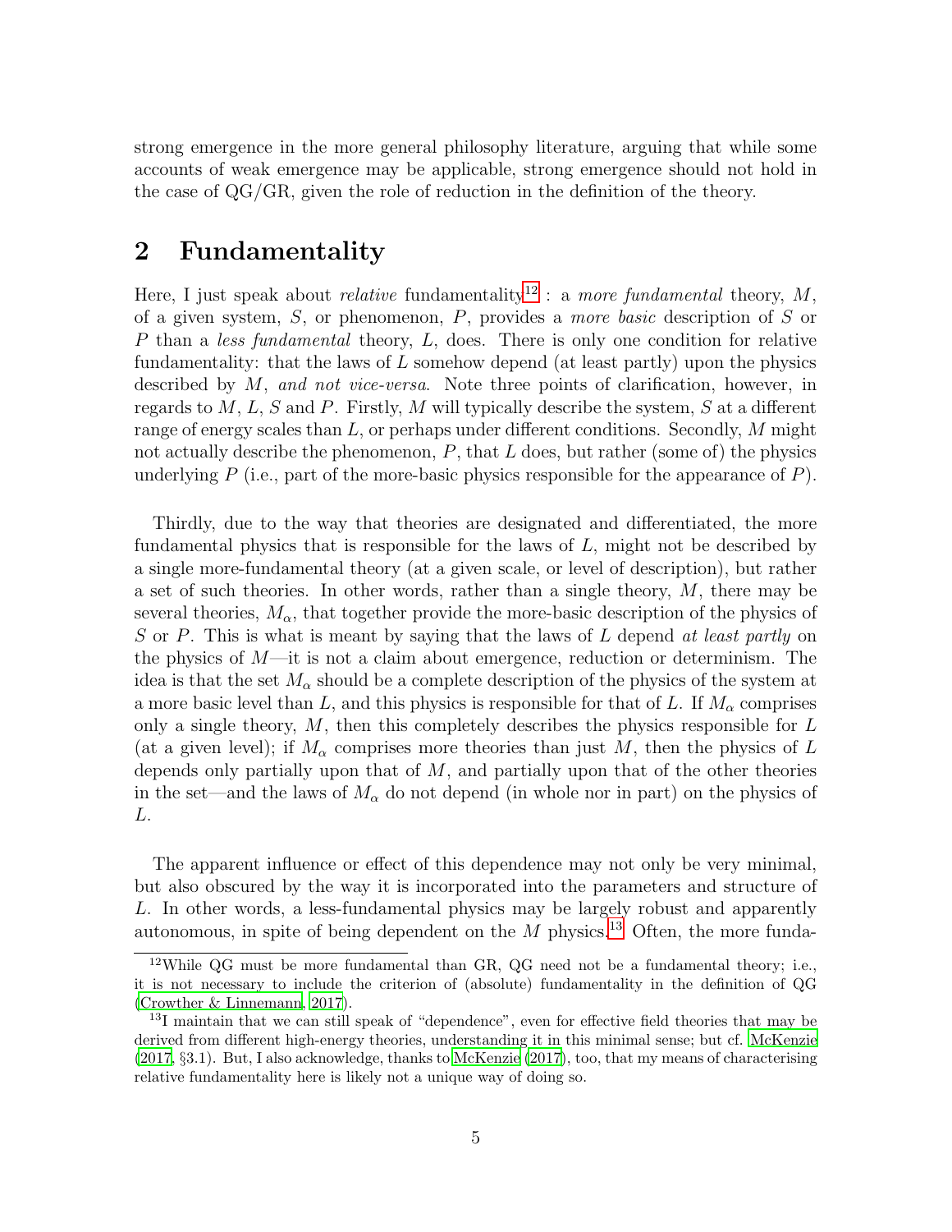strong emergence in the more general philosophy literature, arguing that while some accounts of weak emergence may be applicable, strong emergence should not hold in the case of QG/GR, given the role of reduction in the definition of the theory.

## 2 Fundamentality

Here, I just speak about *relative* fundamentality[12] : a *more fundamental* theory, $M$, of a given system, $S$, or phenomenon, $P$, provides a *more basic* description of $S$ or $P$ than a *less fundamental* theory, $L$, does. There is only one condition for relative fundamentality: that the laws of $L$ somehow depend (at least partly) upon the physics described by $M$, *and not vice-versa*. Note three points of clarification, however, in regards to $M$, $L$, $S$ and $P$. Firstly, $M$ will typically describe the system, $S$ at a different range of energy scales than $L$, or perhaps under different conditions. Secondly, $M$ might not actually describe the phenomenon, $P$, that $L$ does, but rather (some of) the physics underlying $P$ (i.e., part of the more-basic physics responsible for the appearance of $P$).

Thirdly, due to the way that theories are designated and differentiated, the more fundamental physics that is responsible for the laws of $L$, might not be described by a single more-fundamental theory (at a given scale, or level of description), but rather a set of such theories. In other words, rather than a single theory, $M$, there may be several theories, $M_\alpha$, that together provide the more-basic description of the physics of $S$ or $P$. This is what is meant by saying that the laws of $L$ depend *at least partly* on the physics of $M$—it is not a claim about emergence, reduction or determinism. The idea is that the set $M_\alpha$ should be a complete description of the physics of the system at a more basic level than $L$, and this physics is responsible for that of $L$. If $M_\alpha$ comprises only a single theory, $M$, then this completely describes the physics responsible for $L$ (at a given level); if $M_\alpha$ comprises more theories than just $M$, then the physics of $L$ depends only partially upon that of $M$, and partially upon that of the other theories in the set—and the laws of $M_\alpha$ do not depend (in whole nor in part) on the physics of $L$.

The apparent influence or effect of this dependence may not only be very minimal, but also obscured by the way it is incorporated into the parameters and structure of $L$. In other words, a less-fundamental physics may be largely robust and apparently autonomous, in spite of being dependent on the $M$ physics.[13] Often, the more funda-

[12] While QG must be more fundamental than GR, QG need not be a fundamental theory; i.e., it is not necessary to include the criterion of (absolute) fundamentality in the definition of QG (Crowther & Linnemann, 2017).

[13] I maintain that we can still speak of "dependence", even for effective field theories that may be derived from different high-energy theories, understanding it in this minimal sense; but cf. McKenzie (2017, §3.1). But, I also acknowledge, thanks to McKenzie (2017), too, that my means of characterising relative fundamentality here is likely not a unique way of doing so.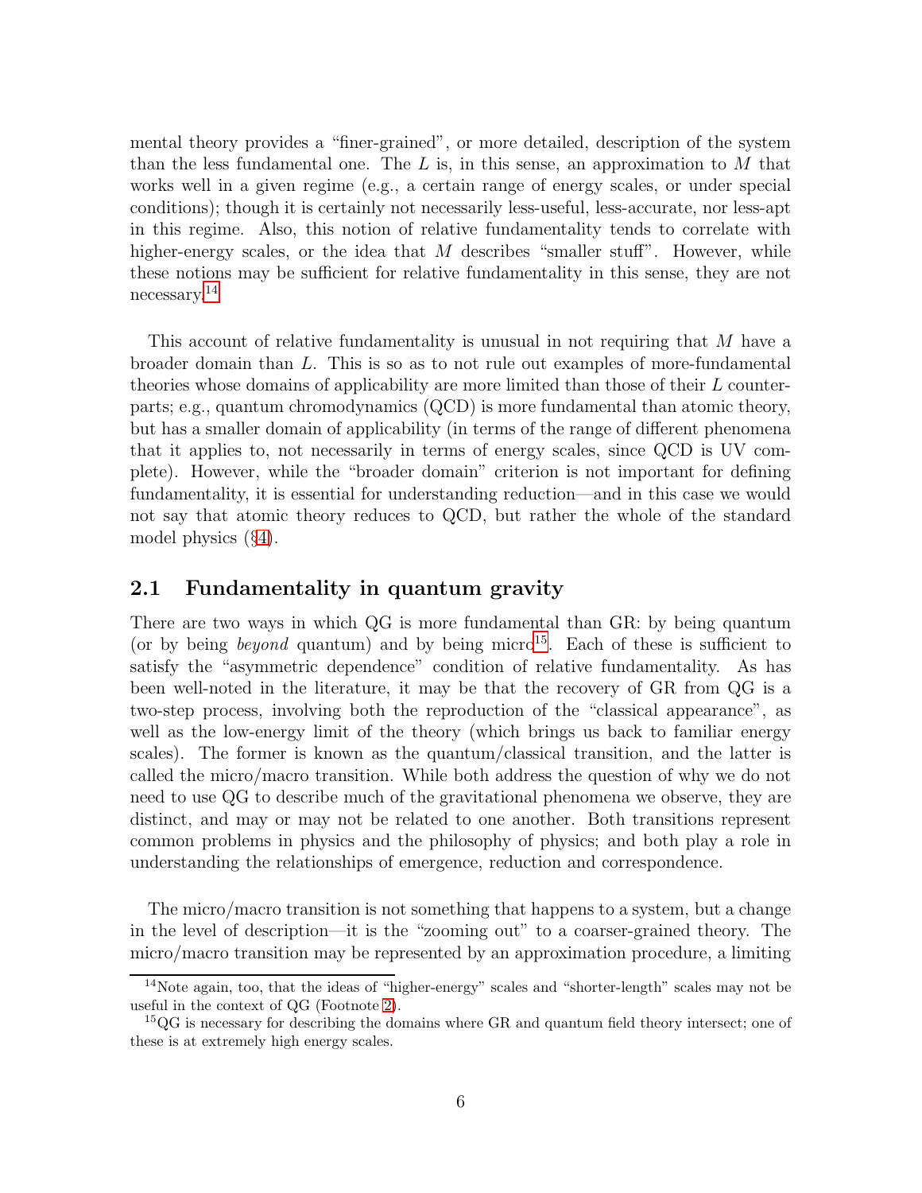mental theory provides a "finer-grained", or more detailed, description of the system than the less fundamental one. The $L$ is, in this sense, an approximation to $M$ that works well in a given regime (e.g., a certain range of energy scales, or under special conditions); though it is certainly not necessarily less-useful, less-accurate, nor less-apt in this regime. Also, this notion of relative fundamentality tends to correlate with higher-energy scales, or the idea that $M$ describes "smaller stuff". However, while these notions may be sufficient for relative fundamentality in this sense, they are not necessary.[14]

This account of relative fundamentality is unusual in not requiring that $M$ have a broader domain than $L$. This is so as to not rule out examples of more-fundamental theories whose domains of applicability are more limited than those of their $L$ counterparts; e.g., quantum chromodynamics (QCD) is more fundamental than atomic theory, but has a smaller domain of applicability (in terms of the range of different phenomena that it applies to, not necessarily in terms of energy scales, since QCD is UV complete). However, while the "broader domain" criterion is not important for defining fundamentality, it is essential for understanding reduction—and in this case we would not say that atomic theory reduces to QCD, but rather the whole of the standard model physics (§4).

## 2.1 Fundamentality in quantum gravity

There are two ways in which QG is more fundamental than GR: by being quantum (or by being *beyond* quantum) and by being micro[15]. Each of these is sufficient to satisfy the "asymmetric dependence" condition of relative fundamentality. As has been well-noted in the literature, it may be that the recovery of GR from QG is a two-step process, involving both the reproduction of the "classical appearance", as well as the low-energy limit of the theory (which brings us back to familiar energy scales). The former is known as the quantum/classical transition, and the latter is called the micro/macro transition. While both address the question of why we do not need to use QG to describe much of the gravitational phenomena we observe, they are distinct, and may or may not be related to one another. Both transitions represent common problems in physics and the philosophy of physics; and both play a role in understanding the relationships of emergence, reduction and correspondence.

The micro/macro transition is not something that happens to a system, but a change in the level of description—it is the "zooming out" to a coarser-grained theory. The micro/macro transition may be represented by an approximation procedure, a limiting

[14] Note again, too, that the ideas of "higher-energy" scales and "shorter-length" scales may not be useful in the context of QG (Footnote 2).

[15] QG is necessary for describing the domains where GR and quantum field theory intersect; one of these is at extremely high energy scales.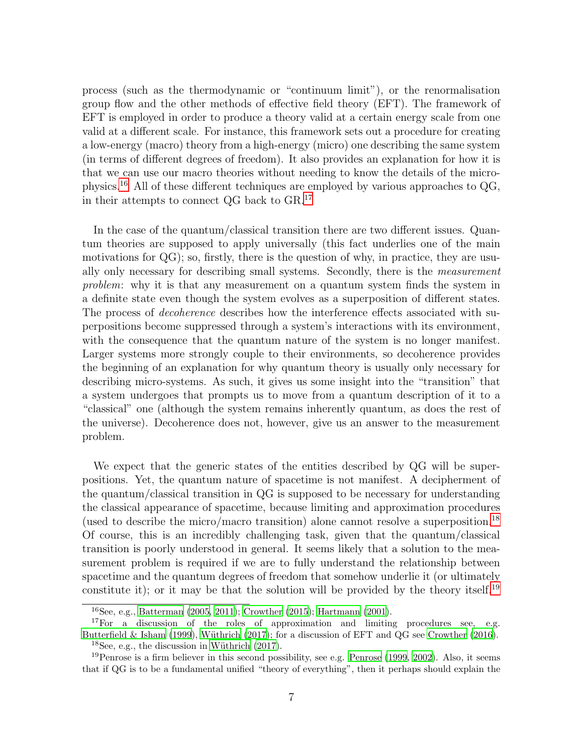process (such as the thermodynamic or "continuum limit"), or the renormalisation group flow and the other methods of effective field theory (EFT). The framework of EFT is employed in order to produce a theory valid at a certain energy scale from one valid at a different scale. For instance, this framework sets out a procedure for creating a low-energy (macro) theory from a high-energy (micro) one describing the same system (in terms of different degrees of freedom). It also provides an explanation for how it is that we can use our macro theories without needing to know the details of the micro-physics.[16] All of these different techniques are employed by various approaches to QG, in their attempts to connect QG back to GR.[17]

In the case of the quantum/classical transition there are two different issues. Quantum theories are supposed to apply universally (this fact underlies one of the main motivations for QG); so, firstly, there is the question of why, in practice, they are usually only necessary for describing small systems. Secondly, there is the *measurement problem*: why it is that any measurement on a quantum system finds the system in a definite state even though the system evolves as a superposition of different states. The process of *decoherence* describes how the interference effects associated with superpositions become suppressed through a system's interactions with its environment, with the consequence that the quantum nature of the system is no longer manifest. Larger systems more strongly couple to their environments, so decoherence provides the beginning of an explanation for why quantum theory is usually only necessary for describing micro-systems. As such, it gives us some insight into the "transition" that a system undergoes that prompts us to move from a quantum description of it to a "classical" one (although the system remains inherently quantum, as does the rest of the universe). Decoherence does not, however, give us an answer to the measurement problem.

We expect that the generic states of the entities described by QG will be superpositions. Yet, the quantum nature of spacetime is not manifest. A decipherment of the quantum/classical transition in QG is supposed to be necessary for understanding the classical appearance of spacetime, because limiting and approximation procedures (used to describe the micro/macro transition) alone cannot resolve a superposition.[18] Of course, this is an incredibly challenging task, given that the quantum/classical transition is poorly understood in general. It seems likely that a solution to the measurement problem is required if we are to fully understand the relationship between spacetime and the quantum degrees of freedom that somehow underlie it (or ultimately constitute it); or it may be that the solution will be provided by the theory itself.[19]

---

[16] See, e.g., Batterman (2005, 2011); Crowther (2015); Hartmann (2001).

[17] For a discussion of the roles of approximation and limiting procedures see, e.g. Butterfield & Isham (1999), Wüthrich (2017); for a discussion of EFT and QG see Crowther (2016).

[18] See, e.g., the discussion in Wüthrich (2017).

[19] Penrose is a firm believer in this second possibility, see e.g. Penrose (1999, 2002). Also, it seems that if QG is to be a fundamental unified "theory of everything", then it perhaps should explain the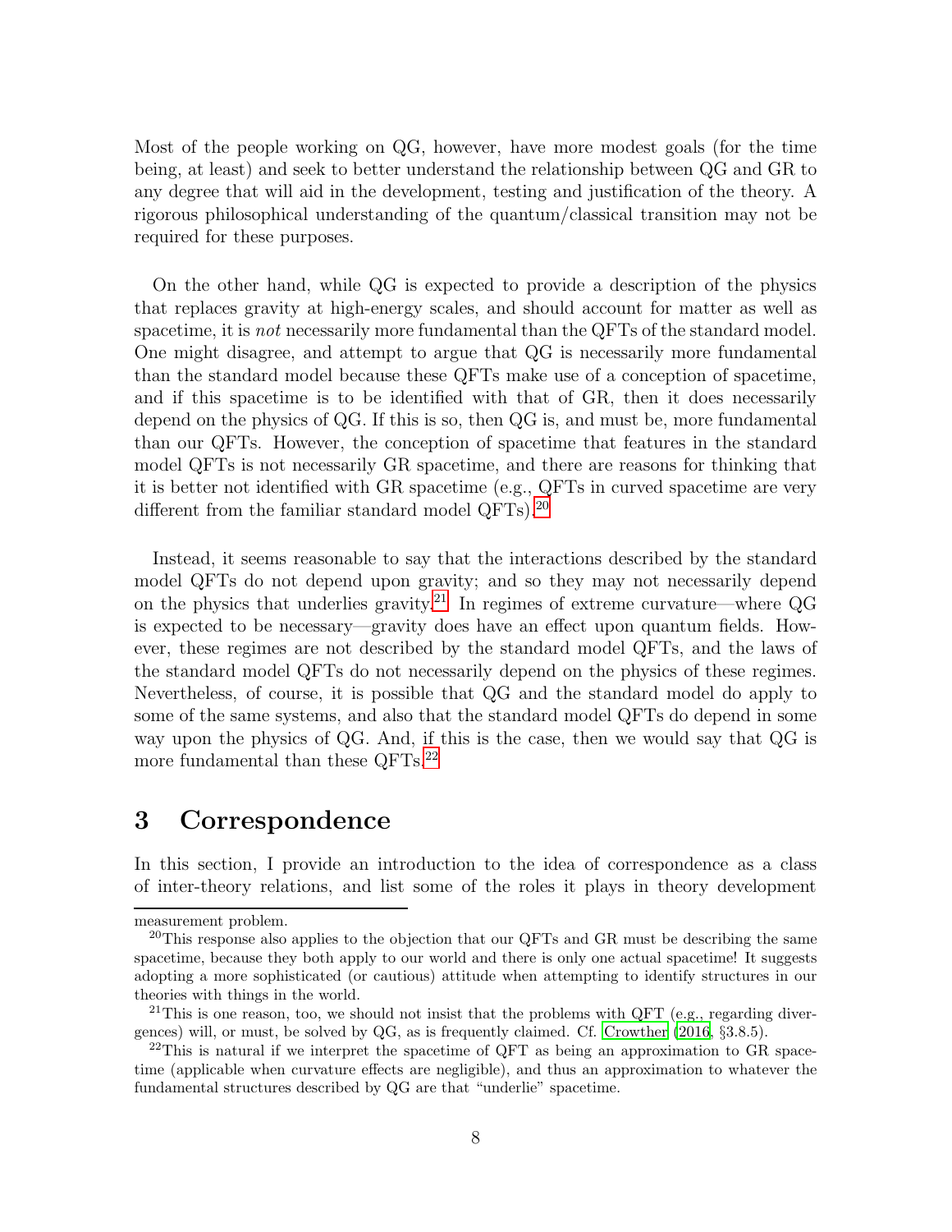Most of the people working on QG, however, have more modest goals (for the time being, at least) and seek to better understand the relationship between QG and GR to any degree that will aid in the development, testing and justification of the theory. A rigorous philosophical understanding of the quantum/classical transition may not be required for these purposes.

On the other hand, while QG is expected to provide a description of the physics that replaces gravity at high-energy scales, and should account for matter as well as spacetime, it is *not* necessarily more fundamental than the QFTs of the standard model. One might disagree, and attempt to argue that QG is necessarily more fundamental than the standard model because these QFTs make use of a conception of spacetime, and if this spacetime is to be identified with that of GR, then it does necessarily depend on the physics of QG. If this is so, then QG is, and must be, more fundamental than our QFTs. However, the conception of spacetime that features in the standard model QFTs is not necessarily GR spacetime, and there are reasons for thinking that it is better not identified with GR spacetime (e.g., QFTs in curved spacetime are very different from the familiar standard model QFTs).[20]

Instead, it seems reasonable to say that the interactions described by the standard model QFTs do not depend upon gravity; and so they may not necessarily depend on the physics that underlies gravity.[21] In regimes of extreme curvature—where QG is expected to be necessary—gravity does have an effect upon quantum fields. However, these regimes are not described by the standard model QFTs, and the laws of the standard model QFTs do not necessarily depend on the physics of these regimes. Nevertheless, of course, it is possible that QG and the standard model do apply to some of the same systems, and also that the standard model QFTs do depend in some way upon the physics of QG. And, if this is the case, then we would say that QG is more fundamental than these QFTs.[22]

## 3 Correspondence

In this section, I provide an introduction to the idea of correspondence as a class of inter-theory relations, and list some of the roles it plays in theory development

---

measurement problem.

[20] This response also applies to the objection that our QFTs and GR must be describing the same spacetime, because they both apply to our world and there is only one actual spacetime! It suggests adopting a more sophisticated (or cautious) attitude when attempting to identify structures in our theories with things in the world.

[21] This is one reason, too, we should not insist that the problems with QFT (e.g., regarding divergences) will, or must, be solved by QG, as is frequently claimed. Cf. Crowther (2016, §3.8.5).

[22] This is natural if we interpret the spacetime of QFT as being an approximation to GR spacetime (applicable when curvature effects are negligible), and thus an approximation to whatever the fundamental structures described by QG are that "underlie" spacetime.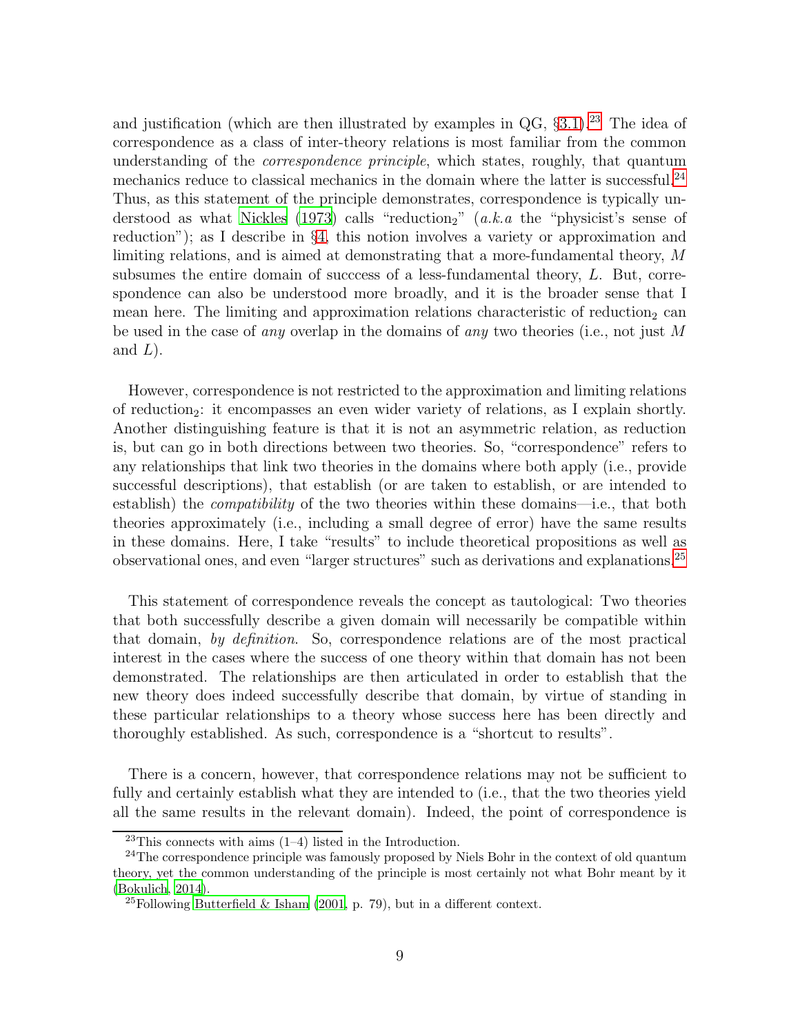and justification (which are then illustrated by examples in QG, §3.1).[23] The idea of correspondence as a class of inter-theory relations is most familiar from the common understanding of the *correspondence principle*, which states, roughly, that quantum mechanics reduce to classical mechanics in the domain where the latter is successful.[24] Thus, as this statement of the principle demonstrates, correspondence is typically understood as what Nickles (1973) calls "reduction$_2$" (*a.k.a* the "physicist's sense of reduction"); as I describe in §4, this notion involves a variety or approximation and limiting relations, and is aimed at demonstrating that a more-fundamental theory, $M$ subsumes the entire domain of succcess of a less-fundamental theory, $L$. But, correspondence can also be understood more broadly, and it is the broader sense that I mean here. The limiting and approximation relations characteristic of reduction$_2$ can be used in the case of *any* overlap in the domains of *any* two theories (i.e., not just $M$ and $L$).

However, correspondence is not restricted to the approximation and limiting relations of reduction$_2$: it encompasses an even wider variety of relations, as I explain shortly. Another distinguishing feature is that it is not an asymmetric relation, as reduction is, but can go in both directions between two theories. So, "correspondence" refers to any relationships that link two theories in the domains where both apply (i.e., provide successful descriptions), that establish (or are taken to establish, or are intended to establish) the *compatibility* of the two theories within these domains—i.e., that both theories approximately (i.e., including a small degree of error) have the same results in these domains. Here, I take "results" to include theoretical propositions as well as observational ones, and even "larger structures" such as derivations and explanations.[25]

This statement of correspondence reveals the concept as tautological: Two theories that both successfully describe a given domain will necessarily be compatible within that domain, *by definition*. So, correspondence relations are of the most practical interest in the cases where the success of one theory within that domain has not been demonstrated. The relationships are then articulated in order to establish that the new theory does indeed successfully describe that domain, by virtue of standing in these particular relationships to a theory whose success here has been directly and thoroughly established. As such, correspondence is a "shortcut to results".

There is a concern, however, that correspondence relations may not be sufficient to fully and certainly establish what they are intended to (i.e., that the two theories yield all the same results in the relevant domain). Indeed, the point of correspondence is

[23] This connects with aims (1–4) listed in the Introduction.

[24] The correspondence principle was famously proposed by Niels Bohr in the context of old quantum theory, yet the common understanding of the principle is most certainly not what Bohr meant by it (Bokulich, 2014).

[25] Following Butterfield & Isham (2001, p. 79), but in a different context.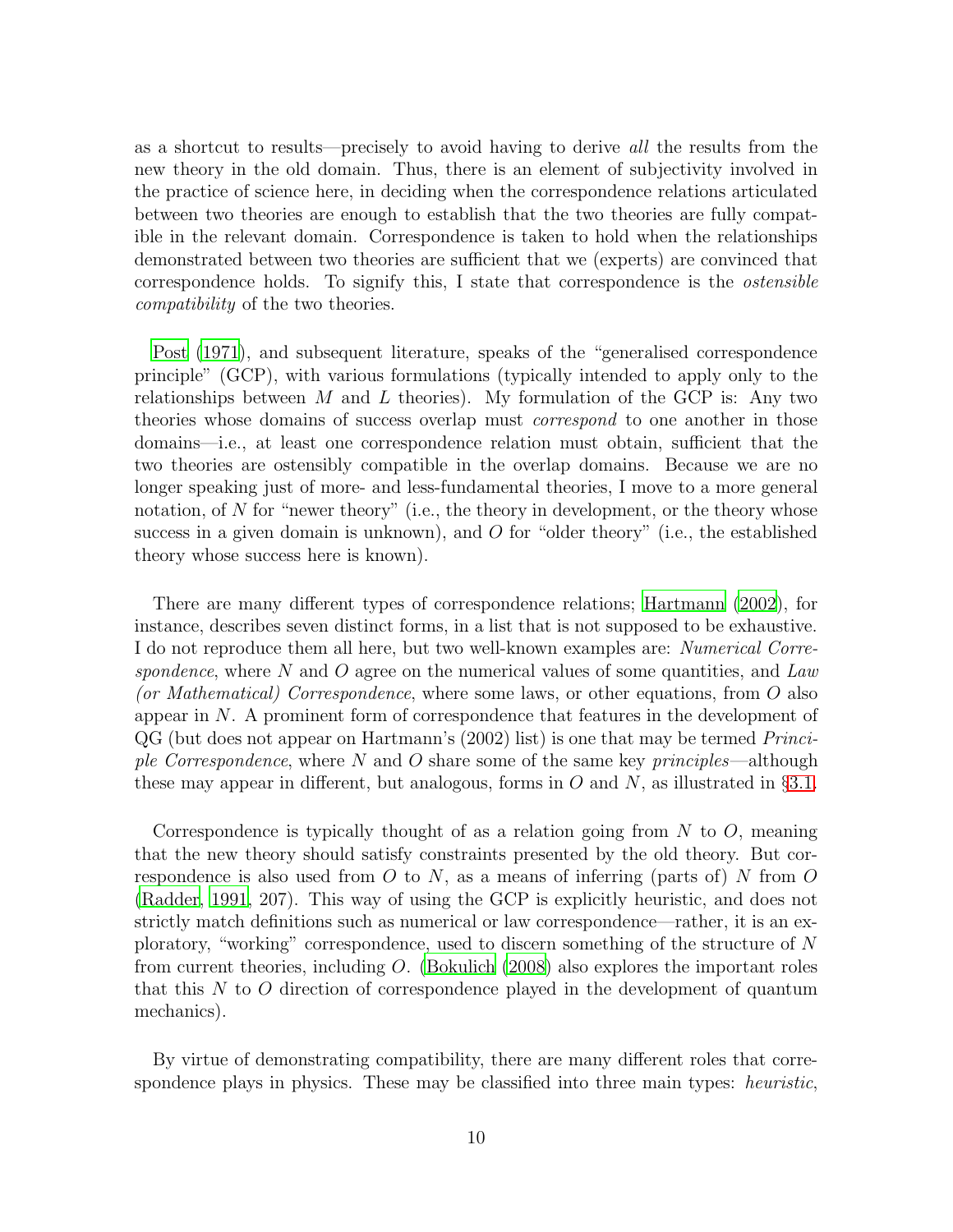as a shortcut to results—precisely to avoid having to derive *all* the results from the new theory in the old domain. Thus, there is an element of subjectivity involved in the practice of science here, in deciding when the correspondence relations articulated between two theories are enough to establish that the two theories are fully compatible in the relevant domain. Correspondence is taken to hold when the relationships demonstrated between two theories are sufficient that we (experts) are convinced that correspondence holds. To signify this, I state that correspondence is the *ostensible compatibility* of the two theories.

Post (1971), and subsequent literature, speaks of the "generalised correspondence principle" (GCP), with various formulations (typically intended to apply only to the relationships between $M$ and $L$ theories). My formulation of the GCP is: Any two theories whose domains of success overlap must *correspond* to one another in those domains—i.e., at least one correspondence relation must obtain, sufficient that the two theories are ostensibly compatible in the overlap domains. Because we are no longer speaking just of more- and less-fundamental theories, I move to a more general notation, of $N$ for "newer theory" (i.e., the theory in development, or the theory whose success in a given domain is unknown), and $O$ for "older theory" (i.e., the established theory whose success here is known).

There are many different types of correspondence relations; Hartmann (2002), for instance, describes seven distinct forms, in a list that is not supposed to be exhaustive. I do not reproduce them all here, but two well-known examples are: *Numerical Correspondence*, where $N$ and $O$ agree on the numerical values of some quantities, and *Law (or Mathematical) Correspondence*, where some laws, or other equations, from $O$ also appear in $N$. A prominent form of correspondence that features in the development of QG (but does not appear on Hartmann's (2002) list) is one that may be termed *Principle Correspondence*, where $N$ and $O$ share some of the same key *principles*—although these may appear in different, but analogous, forms in $O$ and $N$, as illustrated in §3.1.

Correspondence is typically thought of as a relation going from $N$ to $O$, meaning that the new theory should satisfy constraints presented by the old theory. But correspondence is also used from $O$ to $N$, as a means of inferring (parts of) $N$ from $O$ (Radder, 1991, 207). This way of using the GCP is explicitly heuristic, and does not strictly match definitions such as numerical or law correspondence—rather, it is an exploratory, "working" correspondence, used to discern something of the structure of $N$ from current theories, including $O$. (Bokulich (2008) also explores the important roles that this $N$ to $O$ direction of correspondence played in the development of quantum mechanics).

By virtue of demonstrating compatibility, there are many different roles that correspondence plays in physics. These may be classified into three main types: *heuristic*,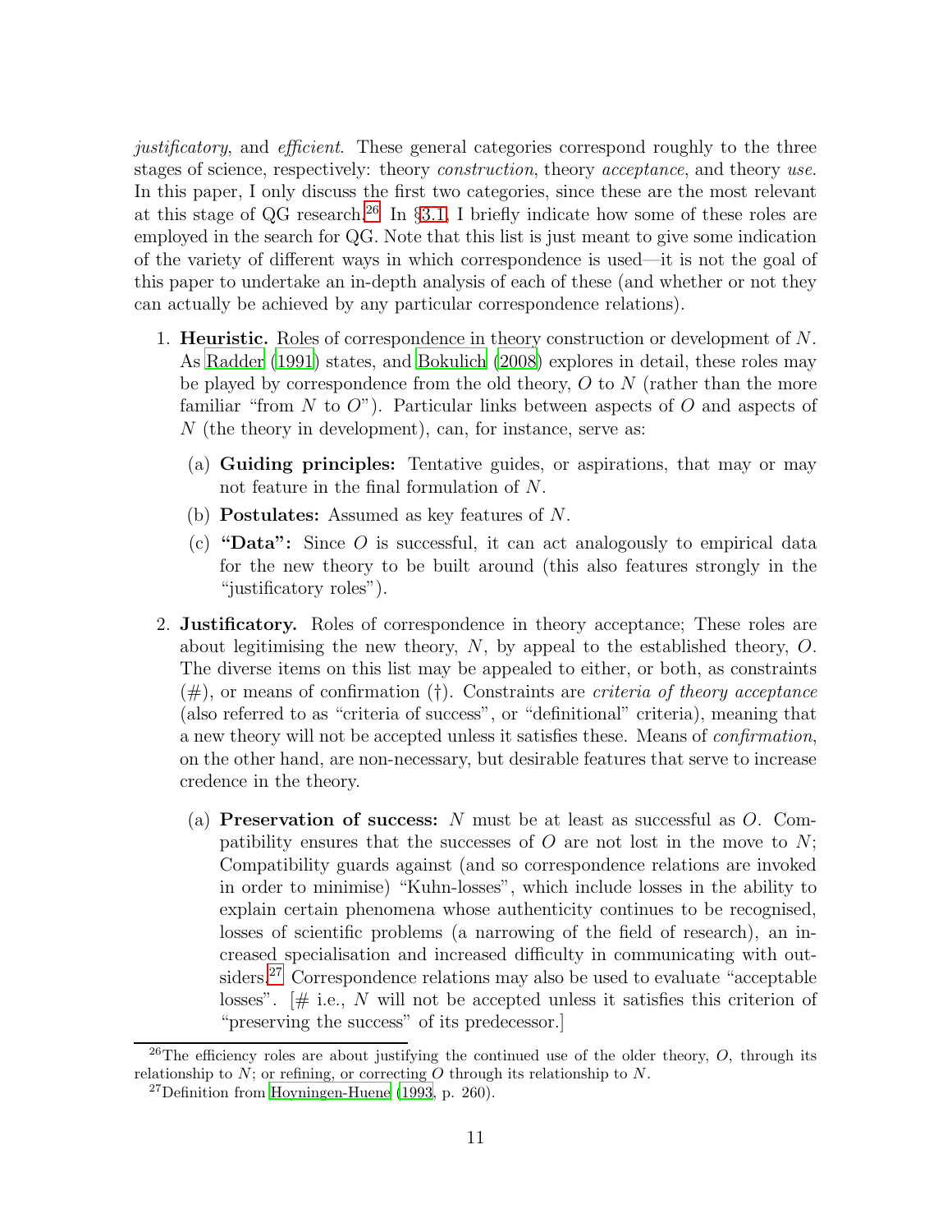*justificatory*, and *efficient*. These general categories correspond roughly to the three stages of science, respectively: theory *construction*, theory *acceptance*, and theory *use*. In this paper, I only discuss the first two categories, since these are the most relevant at this stage of QG research.[26] In §3.1, I briefly indicate how some of these roles are employed in the search for QG. Note that this list is just meant to give some indication of the variety of different ways in which correspondence is used—it is not the goal of this paper to undertake an in-depth analysis of each of these (and whether or not they can actually be achieved by any particular correspondence relations).

1. **Heuristic.** Roles of correspondence in theory construction or development of $N$. As Radder (1991) states, and Bokulich (2008) explores in detail, these roles may be played by correspondence from the old theory, $O$ to $N$ (rather than the more familiar "from $N$ to $O$"). Particular links between aspects of $O$ and aspects of $N$ (the theory in development), can, for instance, serve as:
   (a) **Guiding principles:** Tentative guides, or aspirations, that may or may not feature in the final formulation of $N$.
   (b) **Postulates:** Assumed as key features of $N$.
   (c) **"Data":** Since $O$ is successful, it can act analogously to empirical data for the new theory to be built around (this also features strongly in the "justificatory roles").

2. **Justificatory.** Roles of correspondence in theory acceptance; These roles are about legitimising the new theory, $N$, by appeal to the established theory, $O$. The diverse items on this list may be appealed to either, or both, as constraints (#), or means of confirmation (†). Constraints are *criteria of theory acceptance* (also referred to as "criteria of success", or "definitional" criteria), meaning that a new theory will not be accepted unless it satisfies these. Means of *confirmation*, on the other hand, are non-necessary, but desirable features that serve to increase credence in the theory.
   (a) **Preservation of success:** $N$ must be at least as successful as $O$. Compatibility ensures that the successes of $O$ are not lost in the move to $N$; Compatibility guards against (and so correspondence relations are invoked in order to minimise) "Kuhn-losses", which include losses in the ability to explain certain phenomena whose authenticity continues to be recognised, losses of scientific problems (a narrowing of the field of research), an increased specialisation and increased difficulty in communicating with outsiders.[27] Correspondence relations may also be used to evaluate "acceptable losses". [# i.e., $N$ will not be accepted unless it satisfies this criterion of "preserving the success" of its predecessor.]

[26] The efficiency roles are about justifying the continued use of the older theory, $O$, through its relationship to $N$; or refining, or correcting $O$ through its relationship to $N$.

[27] Definition from Hoyningen-Huene (1993, p. 260).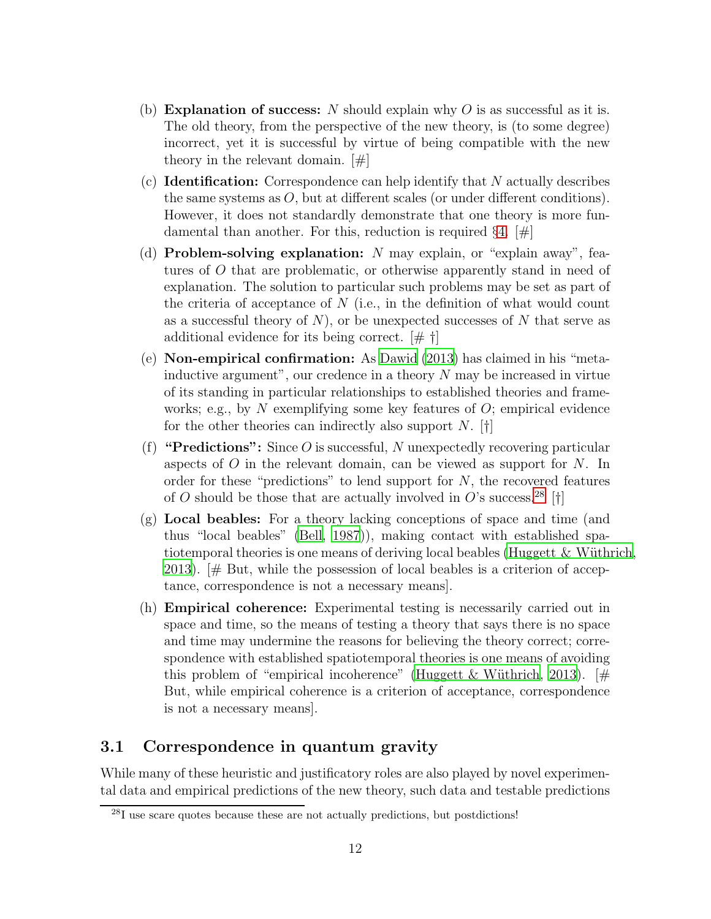(b) **Explanation of success:** $N$ should explain why $O$ is as successful as it is. The old theory, from the perspective of the new theory, is (to some degree) incorrect, yet it is successful by virtue of being compatible with the new theory in the relevant domain. [#]

(c) **Identification:** Correspondence can help identify that $N$ actually describes the same systems as $O$, but at different scales (or under different conditions). However, it does not standardly demonstrate that one theory is more fundamental than another. For this, reduction is required §4. [#]

(d) **Problem-solving explanation:** $N$ may explain, or "explain away", features of $O$ that are problematic, or otherwise apparently stand in need of explanation. The solution to particular such problems may be set as part of the criteria of acceptance of $N$ (i.e., in the definition of what would count as a successful theory of $N$), or be unexpected successes of $N$ that serve as additional evidence for its being correct. [# †]

(e) **Non-empirical confirmation:** As Dawid (2013) has claimed in his "meta-inductive argument", our credence in a theory $N$ may be increased in virtue of its standing in particular relationships to established theories and frameworks; e.g., by $N$ exemplifying some key features of $O$; empirical evidence for the other theories can indirectly also support $N$. [†]

(f) **"Predictions":** Since $O$ is successful, $N$ unexpectedly recovering particular aspects of $O$ in the relevant domain, can be viewed as support for $N$. In order for these "predictions" to lend support for $N$, the recovered features of $O$ should be those that are actually involved in $O$'s success.[28] [†]

(g) **Local beables:** For a theory lacking conceptions of space and time (and thus "local beables" (Bell, 1987)), making contact with established spatiotemporal theories is one means of deriving local beables (Huggett & Wüthrich, 2013). [# But, while the possession of local beables is a criterion of acceptance, correspondence is not a necessary means].

(h) **Empirical coherence:** Experimental testing is necessarily carried out in space and time, so the means of testing a theory that says there is no space and time may undermine the reasons for believing the theory correct; correspondence with established spatiotemporal theories is one means of avoiding this problem of "empirical incoherence" (Huggett & Wüthrich, 2013). [# But, while empirical coherence is a criterion of acceptance, correspondence is not a necessary means].

### 3.1 Correspondence in quantum gravity

While many of these heuristic and justificatory roles are also played by novel experimental data and empirical predictions of the new theory, such data and testable predictions

[28] I use scare quotes because these are not actually predictions, but postdictions!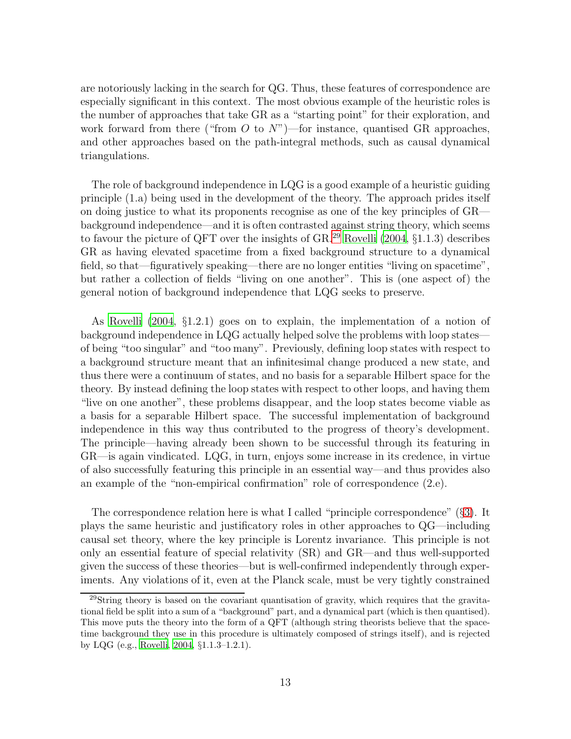are notoriously lacking in the search for QG. Thus, these features of correspondence are especially significant in this context. The most obvious example of the heuristic roles is the number of approaches that take GR as a "starting point" for their exploration, and work forward from there ("from $O$ to $N$")—for instance, quantised GR approaches, and other approaches based on the path-integral methods, such as causal dynamical triangulations.

The role of background independence in LQG is a good example of a heuristic guiding principle (1.a) being used in the development of the theory. The approach prides itself on doing justice to what its proponents recognise as one of the key principles of GR—background independence—and it is often contrasted against string theory, which seems to favour the picture of QFT over the insights of GR.[29] Rovelli (2004, §1.1.3) describes GR as having elevated spacetime from a fixed background structure to a dynamical field, so that—figuratively speaking—there are no longer entities "living on spacetime", but rather a collection of fields "living on one another". This is (one aspect of) the general notion of background independence that LQG seeks to preserve.

As Rovelli (2004, §1.2.1) goes on to explain, the implementation of a notion of background independence in LQG actually helped solve the problems with loop states—of being "too singular" and "too many". Previously, defining loop states with respect to a background structure meant that an infinitesimal change produced a new state, and thus there were a continuum of states, and no basis for a separable Hilbert space for the theory. By instead defining the loop states with respect to other loops, and having them "live on one another", these problems disappear, and the loop states become viable as a basis for a separable Hilbert space. The successful implementation of background independence in this way thus contributed to the progress of theory's development. The principle—having already been shown to be successful through its featuring in GR—is again vindicated. LQG, in turn, enjoys some increase in its credence, in virtue of also successfully featuring this principle in an essential way—and thus provides also an example of the "non-empirical confirmation" role of correspondence (2.e).

The correspondence relation here is what I called "principle correspondence" (§3). It plays the same heuristic and justificatory roles in other approaches to QG—including causal set theory, where the key principle is Lorentz invariance. This principle is not only an essential feature of special relativity (SR) and GR—and thus well-supported given the success of these theories—but is well-confirmed independently through experiments. Any violations of it, even at the Planck scale, must be very tightly constrained

[29] String theory is based on the covariant quantisation of gravity, which requires that the gravitational field be split into a sum of a "background" part, and a dynamical part (which is then quantised). This move puts the theory into the form of a QFT (although string theorists believe that the spacetime background they use in this procedure is ultimately composed of strings itself), and is rejected by LQG (e.g., Rovelli, 2004, §1.1.3–1.2.1).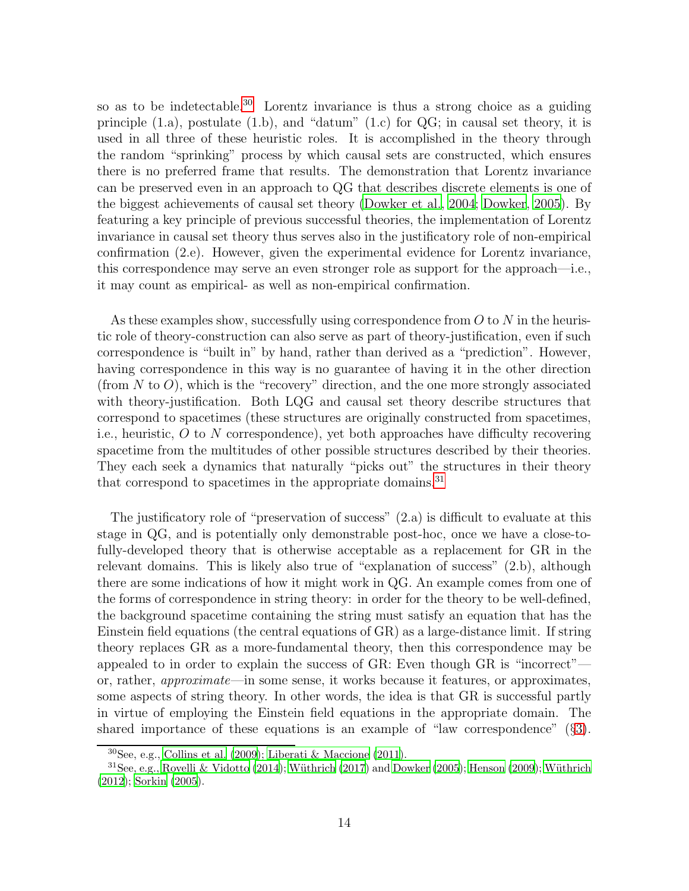so as to be indetectable.[30] Lorentz invariance is thus a strong choice as a guiding principle (1.a), postulate (1.b), and "datum" (1.c) for QG; in causal set theory, it is used in all three of these heuristic roles. It is accomplished in the theory through the random "sprinking" process by which causal sets are constructed, which ensures there is no preferred frame that results. The demonstration that Lorentz invariance can be preserved even in an approach to QG that describes discrete elements is one of the biggest achievements of causal set theory (Dowker et al., 2004; Dowker, 2005). By featuring a key principle of previous successful theories, the implementation of Lorentz invariance in causal set theory thus serves also in the justificatory role of non-empirical confirmation (2.e). However, given the experimental evidence for Lorentz invariance, this correspondence may serve an even stronger role as support for the approach—i.e., it may count as empirical- as well as non-empirical confirmation.

As these examples show, successfully using correspondence from $O$ to $N$ in the heuristic role of theory-construction can also serve as part of theory-justification, even if such correspondence is "built in" by hand, rather than derived as a "prediction". However, having correspondence in this way is no guarantee of having it in the other direction (from $N$ to $O$), which is the "recovery" direction, and the one more strongly associated with theory-justification. Both LQG and causal set theory describe structures that correspond to spacetimes (these structures are originally constructed from spacetimes, i.e., heuristic, $O$ to $N$ correspondence), yet both approaches have difficulty recovering spacetime from the multitudes of other possible structures described by their theories. They each seek a dynamics that naturally "picks out" the structures in their theory that correspond to spacetimes in the appropriate domains.[31]

The justificatory role of "preservation of success" (2.a) is difficult to evaluate at this stage in QG, and is potentially only demonstrable post-hoc, once we have a close-to-fully-developed theory that is otherwise acceptable as a replacement for GR in the relevant domains. This is likely also true of "explanation of success" (2.b), although there are some indications of how it might work in QG. An example comes from one of the forms of correspondence in string theory: in order for the theory to be well-defined, the background spacetime containing the string must satisfy an equation that has the Einstein field equations (the central equations of GR) as a large-distance limit. If string theory replaces GR as a more-fundamental theory, then this correspondence may be appealed to in order to explain the success of GR: Even though GR is "incorrect"—or, rather, *approximate*—in some sense, it works because it features, or approximates, some aspects of string theory. In other words, the idea is that GR is successful partly in virtue of employing the Einstein field equations in the appropriate domain. The shared importance of these equations is an example of "law correspondence" (§3).

[30] See, e.g., Collins et al. (2009); Liberati & Maccione (2011).

[31] See, e.g., Rovelli & Vidotto (2014); Wüthrich (2017) and Dowker (2005); Henson (2009); Wüthrich (2012); Sorkin (2005).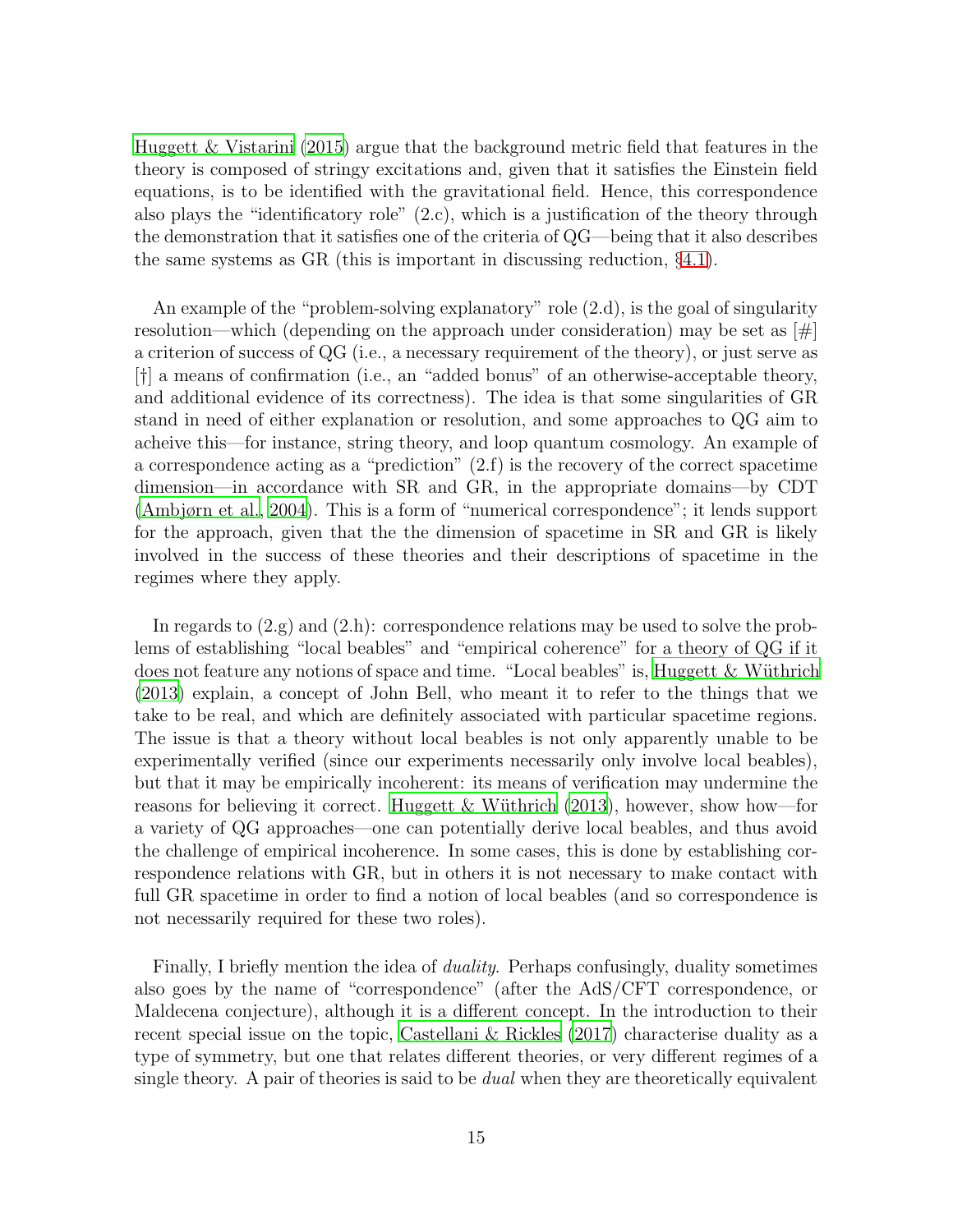Huggett & Vistarini (2015) argue that the background metric field that features in the theory is composed of stringy excitations and, given that it satisfies the Einstein field equations, is to be identified with the gravitational field. Hence, this correspondence also plays the "identificatory role" (2.c), which is a justification of the theory through the demonstration that it satisfies one of the criteria of QG—being that it also describes the same systems as GR (this is important in discussing reduction, §4.1).

An example of the "problem-solving explanatory" role (2.d), is the goal of singularity resolution—which (depending on the approach under consideration) may be set as [#] a criterion of success of QG (i.e., a necessary requirement of the theory), or just serve as [†] a means of confirmation (i.e., an "added bonus" of an otherwise-acceptable theory, and additional evidence of its correctness). The idea is that some singularities of GR stand in need of either explanation or resolution, and some approaches to QG aim to acheive this—for instance, string theory, and loop quantum cosmology. An example of a correspondence acting as a "prediction" (2.f) is the recovery of the correct spacetime dimension—in accordance with SR and GR, in the appropriate domains—by CDT (Ambjørn et al., 2004). This is a form of "numerical correspondence"; it lends support for the approach, given that the the dimension of spacetime in SR and GR is likely involved in the success of these theories and their descriptions of spacetime in the regimes where they apply.

In regards to (2.g) and (2.h): correspondence relations may be used to solve the problems of establishing "local beables" and "empirical coherence" for a theory of QG if it does not feature any notions of space and time. "Local beables" is, Huggett & Wüthrich (2013) explain, a concept of John Bell, who meant it to refer to the things that we take to be real, and which are definitely associated with particular spacetime regions. The issue is that a theory without local beables is not only apparently unable to be experimentally verified (since our experiments necessarily only involve local beables), but that it may be empirically incoherent: its means of verification may undermine the reasons for believing it correct. Huggett & Wüthrich (2013), however, show how—for a variety of QG approaches—one can potentially derive local beables, and thus avoid the challenge of empirical incoherence. In some cases, this is done by establishing correspondence relations with GR, but in others it is not necessary to make contact with full GR spacetime in order to find a notion of local beables (and so correspondence is not necessarily required for these two roles).

Finally, I briefly mention the idea of *duality*. Perhaps confusingly, duality sometimes also goes by the name of "correspondence" (after the AdS/CFT correspondence, or Maldecena conjecture), although it is a different concept. In the introduction to their recent special issue on the topic, Castellani & Rickles (2017) characterise duality as a type of symmetry, but one that relates different theories, or very different regimes of a single theory. A pair of theories is said to be *dual* when they are theoretically equivalent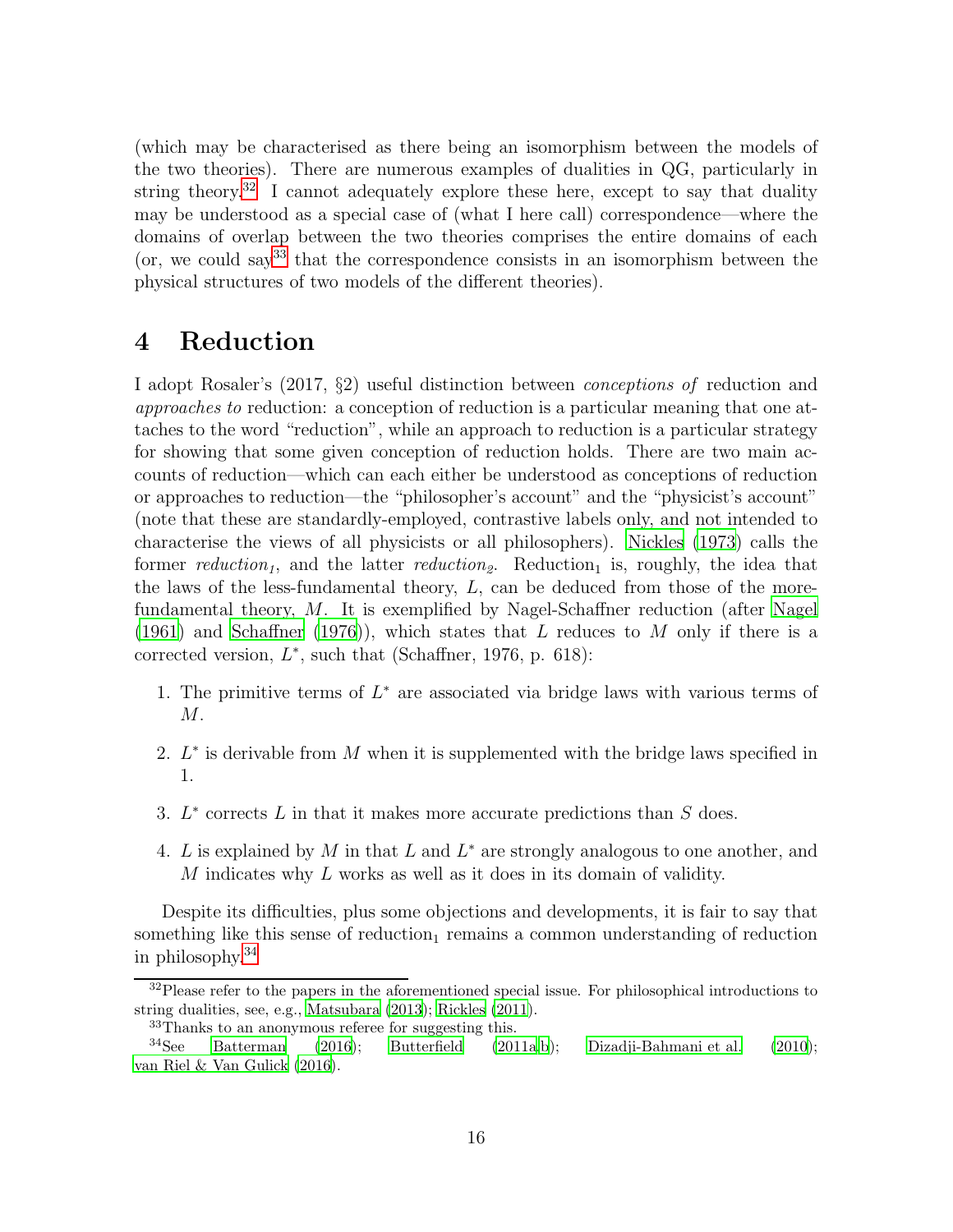(which may be characterised as there being an isomorphism between the models of the two theories). There are numerous examples of dualities in QG, particularly in string theory.[32] I cannot adequately explore these here, except to say that duality may be understood as a special case of (what I here call) correspondence—where the domains of overlap between the two theories comprises the entire domains of each (or, we could say[33] that the correspondence consists in an isomorphism between the physical structures of two models of the different theories).

# 4 Reduction

I adopt Rosaler's (2017, §2) useful distinction between *conceptions of* reduction and *approaches to* reduction: a conception of reduction is a particular meaning that one attaches to the word "reduction", while an approach to reduction is a particular strategy for showing that some given conception of reduction holds. There are two main accounts of reduction—which can each either be understood as conceptions of reduction or approaches to reduction—the "philosopher's account" and the "physicist's account" (note that these are standardly-employed, contrastive labels only, and not intended to characterise the views of all physicists or all philosophers). Nickles (1973) calls the former *reduction$_1$*, and the latter *reduction$_2$*. Reduction$_1$ is, roughly, the idea that the laws of the less-fundamental theory, $L$, can be deduced from those of the more-fundamental theory, $M$. It is exemplified by Nagel-Schaffner reduction (after Nagel (1961) and Schaffner (1976)), which states that $L$ reduces to $M$ only if there is a corrected version, $L^*$, such that (Schaffner, 1976, p. 618):

1. The primitive terms of $L^*$ are associated via bridge laws with various terms of $M$.
2. $L^*$ is derivable from $M$ when it is supplemented with the bridge laws specified in 1.
3. $L^*$ corrects $L$ in that it makes more accurate predictions than $S$ does.
4. $L$ is explained by $M$ in that $L$ and $L^*$ are strongly analogous to one another, and $M$ indicates why $L$ works as well as it does in its domain of validity.

Despite its difficulties, plus some objections and developments, it is fair to say that something like this sense of reduction$_1$ remains a common understanding of reduction in philosophy.[34]

---

[32] Please refer to the papers in the aforementioned special issue. For philosophical introductions to string dualities, see, e.g., Matsubara (2013); Rickles (2011).

[33] Thanks to an anonymous referee for suggesting this.

[34] See Batterman (2016); Butterfield (2011a,b); Dizadji-Bahmani et al. (2010); van Riel & Van Gulick (2016).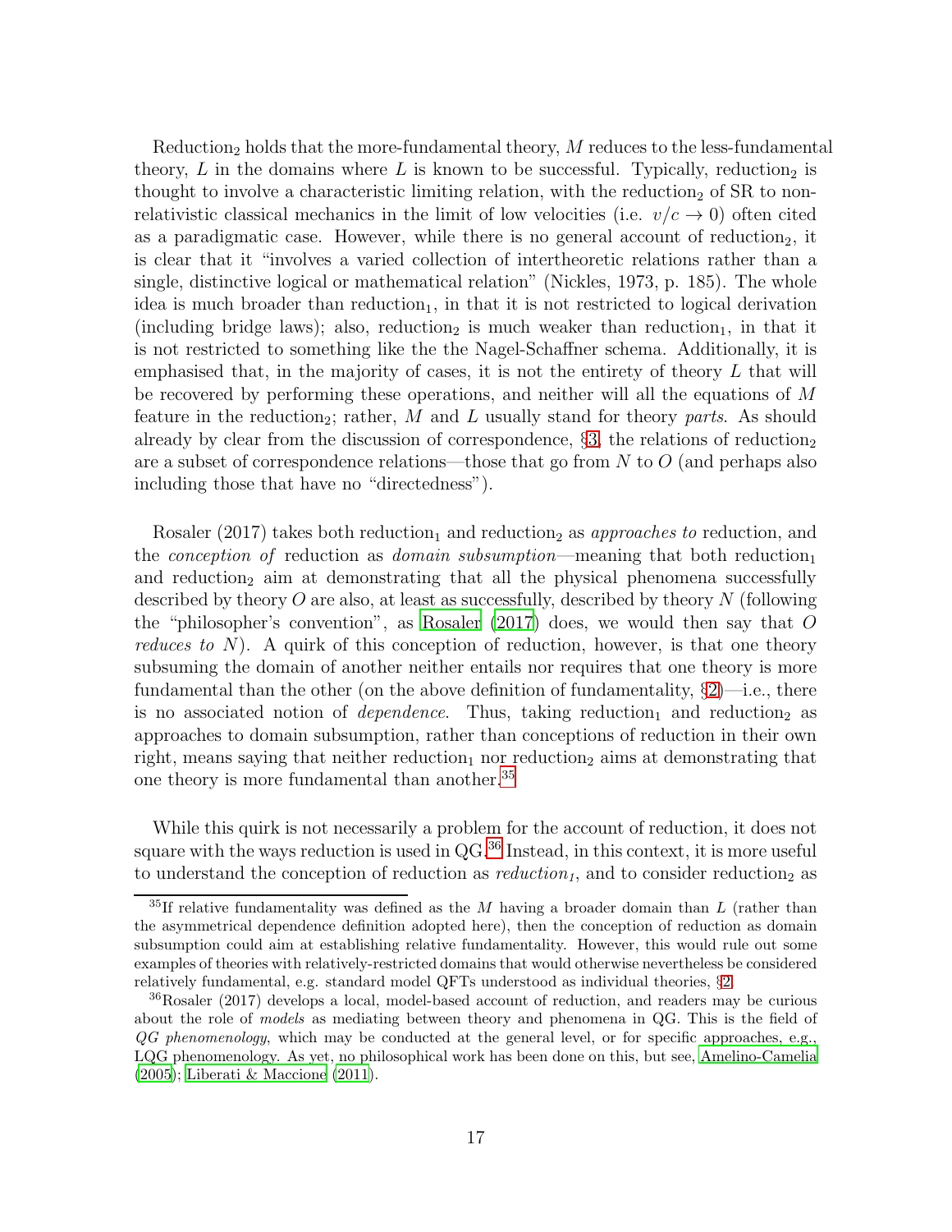Reduction$_2$ holds that the more-fundamental theory, $M$ reduces to the less-fundamental theory, $L$ in the domains where $L$ is known to be successful. Typically, reduction$_2$ is thought to involve a characteristic limiting relation, with the reduction$_2$ of SR to non-relativistic classical mechanics in the limit of low velocities (i.e. $v/c \to 0$) often cited as a paradigmatic case. However, while there is no general account of reduction$_2$, it is clear that it "involves a varied collection of intertheoretic relations rather than a single, distinctive logical or mathematical relation" (Nickles, 1973, p. 185). The whole idea is much broader than reduction$_1$, in that it is not restricted to logical derivation (including bridge laws); also, reduction$_2$ is much weaker than reduction$_1$, in that it is not restricted to something like the the Nagel-Schaffner schema. Additionally, it is emphasised that, in the majority of cases, it is not the entirety of theory $L$ that will be recovered by performing these operations, and neither will all the equations of $M$ feature in the reduction$_2$; rather, $M$ and $L$ usually stand for theory *parts*. As should already by clear from the discussion of correspondence, §3, the relations of reduction$_2$ are a subset of correspondence relations—those that go from $N$ to $O$ (and perhaps also including those that have no "directedness").

Rosaler (2017) takes both reduction$_1$ and reduction$_2$ as *approaches to* reduction, and the *conception of* reduction as *domain subsumption*—meaning that both reduction$_1$ and reduction$_2$ aim at demonstrating that all the physical phenomena successfully described by theory $O$ are also, at least as successfully, described by theory $N$ (following the "philosopher's convention", as Rosaler (2017) does, we would then say that $O$ *reduces to* $N$). A quirk of this conception of reduction, however, is that one theory subsuming the domain of another neither entails nor requires that one theory is more fundamental than the other (on the above definition of fundamentality, §2)—i.e., there is no associated notion of *dependence*. Thus, taking reduction$_1$ and reduction$_2$ as approaches to domain subsumption, rather than conceptions of reduction in their own right, means saying that neither reduction$_1$ nor reduction$_2$ aims at demonstrating that one theory is more fundamental than another.[35]

While this quirk is not necessarily a problem for the account of reduction, it does not square with the ways reduction is used in QG.[36] Instead, in this context, it is more useful to understand the conception of reduction as *reduction$_1$*, and to consider reduction$_2$ as

---

[35] If relative fundamentality was defined as the $M$ having a broader domain than $L$ (rather than the asymmetrical dependence definition adopted here), then the conception of reduction as domain subsumption could aim at establishing relative fundamentality. However, this would rule out some examples of theories with relatively-restricted domains that would otherwise nevertheless be considered relatively fundamental, e.g. standard model QFTs understood as individual theories, §2.

[36] Rosaler (2017) develops a local, model-based account of reduction, and readers may be curious about the role of *models* as mediating between theory and phenomena in QG. This is the field of *QG phenomenology*, which may be conducted at the general level, or for specific approaches, e.g., LQG phenomenology. As yet, no philosophical work has been done on this, but see, Amelino-Camelia (2005); Liberati & Maccione (2011).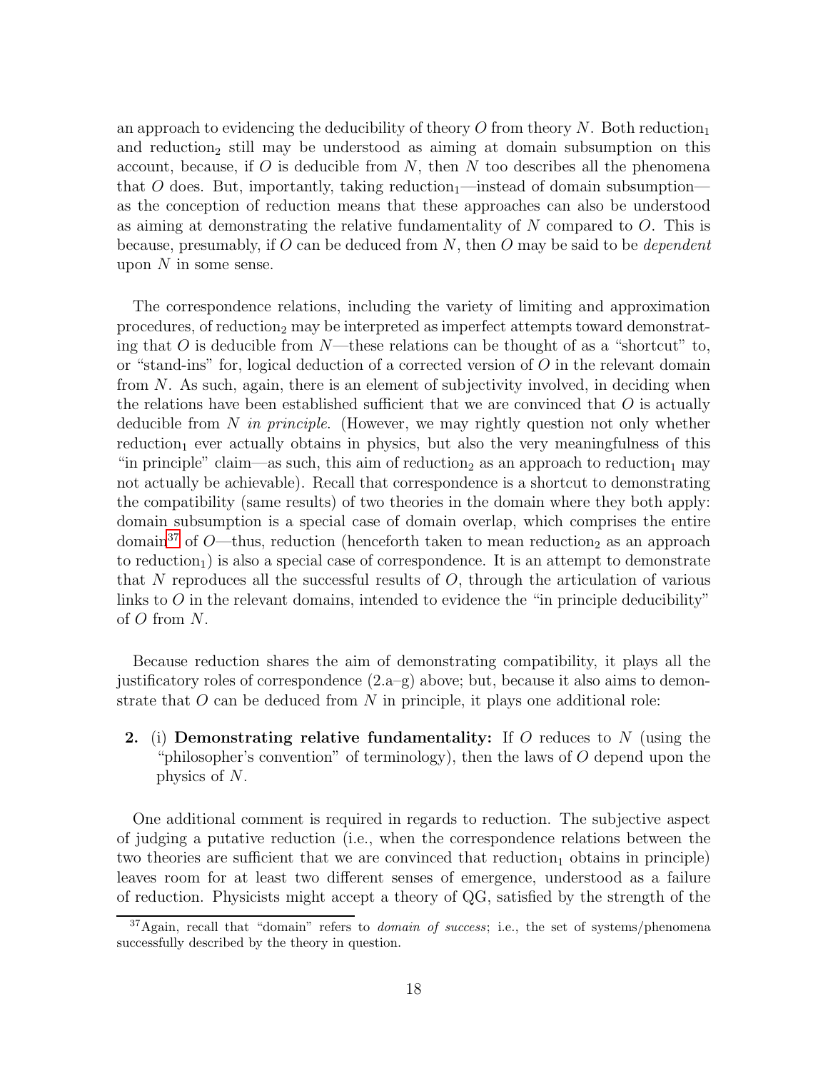an approach to evidencing the deducibility of theory $O$ from theory $N$. Both reduction$_1$ and reduction$_2$ still may be understood as aiming at domain subsumption on this account, because, if $O$ is deducible from $N$, then $N$ too describes all the phenomena that $O$ does. But, importantly, taking reduction$_1$—instead of domain subsumption—as the conception of reduction means that these approaches can also be understood as aiming at demonstrating the relative fundamentality of $N$ compared to $O$. This is because, presumably, if $O$ can be deduced from $N$, then $O$ may be said to be *dependent* upon $N$ in some sense.

The correspondence relations, including the variety of limiting and approximation procedures, of reduction$_2$ may be interpreted as imperfect attempts toward demonstrating that $O$ is deducible from $N$—these relations can be thought of as a "shortcut" to, or "stand-ins" for, logical deduction of a corrected version of $O$ in the relevant domain from $N$. As such, again, there is an element of subjectivity involved, in deciding when the relations have been established sufficient that we are convinced that $O$ is actually deducible from $N$ *in principle*. (However, we may rightly question not only whether reduction$_1$ ever actually obtains in physics, but also the very meaningfulness of this "in principle" claim—as such, this aim of reduction$_2$ as an approach to reduction$_1$ may not actually be achievable). Recall that correspondence is a shortcut to demonstrating the compatibility (same results) of two theories in the domain where they both apply: domain subsumption is a special case of domain overlap, which comprises the entire domain[37] of $O$—thus, reduction (henceforth taken to mean reduction$_2$ as an approach to reduction$_1$) is also a special case of correspondence. It is an attempt to demonstrate that $N$ reproduces all the successful results of $O$, through the articulation of various links to $O$ in the relevant domains, intended to evidence the "in principle deducibility" of $O$ from $N$.

Because reduction shares the aim of demonstrating compatibility, it plays all the justificatory roles of correspondence (2.a–g) above; but, because it also aims to demonstrate that $O$ can be deduced from $N$ in principle, it plays one additional role:

**2.** (i) **Demonstrating relative fundamentality:** If $O$ reduces to $N$ (using the "philosopher's convention" of terminology), then the laws of $O$ depend upon the physics of $N$.

One additional comment is required in regards to reduction. The subjective aspect of judging a putative reduction (i.e., when the correspondence relations between the two theories are sufficient that we are convinced that reduction$_1$ obtains in principle) leaves room for at least two different senses of emergence, understood as a failure of reduction. Physicists might accept a theory of QG, satisfied by the strength of the

[37] Again, recall that "domain" refers to *domain of success*; i.e., the set of systems/phenomena successfully described by the theory in question.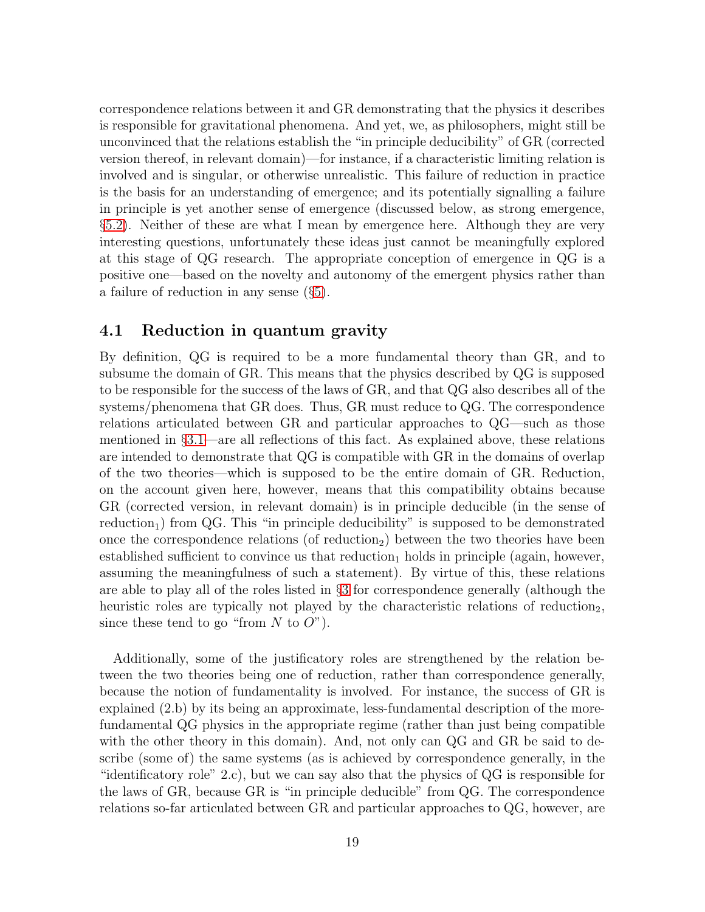correspondence relations between it and GR demonstrating that the physics it describes is responsible for gravitational phenomena. And yet, we, as philosophers, might still be unconvinced that the relations establish the "in principle deducibility" of GR (corrected version thereof, in relevant domain)—for instance, if a characteristic limiting relation is involved and is singular, or otherwise unrealistic. This failure of reduction in practice is the basis for an understanding of emergence; and its potentially signalling a failure in principle is yet another sense of emergence (discussed below, as strong emergence, §5.2). Neither of these are what I mean by emergence here. Although they are very interesting questions, unfortunately these ideas just cannot be meaningfully explored at this stage of QG research. The appropriate conception of emergence in QG is a positive one—based on the novelty and autonomy of the emergent physics rather than a failure of reduction in any sense (§5).

## 4.1 Reduction in quantum gravity

By definition, QG is required to be a more fundamental theory than GR, and to subsume the domain of GR. This means that the physics described by QG is supposed to be responsible for the success of the laws of GR, and that QG also describes all of the systems/phenomena that GR does. Thus, GR must reduce to QG. The correspondence relations articulated between GR and particular approaches to QG—such as those mentioned in §3.1—are all reflections of this fact. As explained above, these relations are intended to demonstrate that QG is compatible with GR in the domains of overlap of the two theories—which is supposed to be the entire domain of GR. Reduction, on the account given here, however, means that this compatibility obtains because GR (corrected version, in relevant domain) is in principle deducible (in the sense of reduction$_1$) from QG. This "in principle deducibility" is supposed to be demonstrated once the correspondence relations (of reduction$_2$) between the two theories have been established sufficient to convince us that reduction$_1$ holds in principle (again, however, assuming the meaningfulness of such a statement). By virtue of this, these relations are able to play all of the roles listed in §3 for correspondence generally (although the heuristic roles are typically not played by the characteristic relations of reduction$_2$, since these tend to go "from $N$ to $O$").

Additionally, some of the justificatory roles are strengthened by the relation between the two theories being one of reduction, rather than correspondence generally, because the notion of fundamentality is involved. For instance, the success of GR is explained (2.b) by its being an approximate, less-fundamental description of the more-fundamental QG physics in the appropriate regime (rather than just being compatible with the other theory in this domain). And, not only can QG and GR be said to describe (some of) the same systems (as is achieved by correspondence generally, in the "identificatory role" 2.c), but we can say also that the physics of QG is responsible for the laws of GR, because GR is "in principle deducible" from QG. The correspondence relations so-far articulated between GR and particular approaches to QG, however, are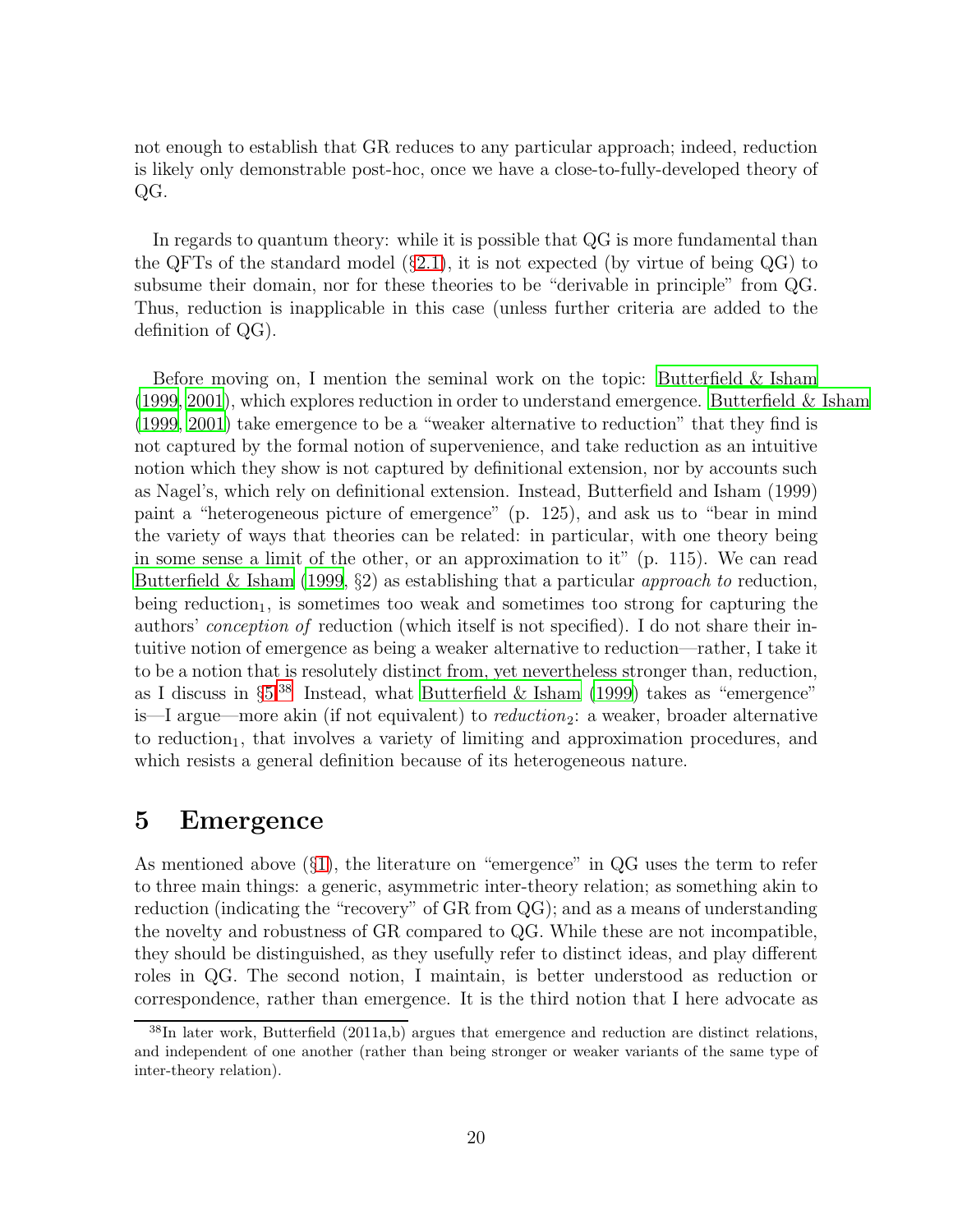not enough to establish that GR reduces to any particular approach; indeed, reduction is likely only demonstrable post-hoc, once we have a close-to-fully-developed theory of QG.

In regards to quantum theory: while it is possible that QG is more fundamental than the QFTs of the standard model (§2.1), it is not expected (by virtue of being QG) to subsume their domain, nor for these theories to be "derivable in principle" from QG. Thus, reduction is inapplicable in this case (unless further criteria are added to the definition of QG).

Before moving on, I mention the seminal work on the topic: Butterfield & Isham (1999, 2001), which explores reduction in order to understand emergence. Butterfield & Isham (1999, 2001) take emergence to be a "weaker alternative to reduction" that they find is not captured by the formal notion of supervenience, and take reduction as an intuitive notion which they show is not captured by definitional extension, nor by accounts such as Nagel's, which rely on definitional extension. Instead, Butterfield and Isham (1999) paint a "heterogeneous picture of emergence" (p. 125), and ask us to "bear in mind the variety of ways that theories can be related: in particular, with one theory being in some sense a limit of the other, or an approximation to it" (p. 115). We can read Butterfield & Isham (1999, §2) as establishing that a particular *approach to* reduction, being reduction$_1$, is sometimes too weak and sometimes too strong for capturing the authors' *conception of* reduction (which itself is not specified). I do not share their intuitive notion of emergence as being a weaker alternative to reduction—rather, I take it to be a notion that is resolutely distinct from, yet nevertheless stronger than, reduction, as I discuss in §5.[38] Instead, what Butterfield & Isham (1999) takes as "emergence" is—I argue—more akin (if not equivalent) to *reduction*$_2$: a weaker, broader alternative to reduction$_1$, that involves a variety of limiting and approximation procedures, and which resists a general definition because of its heterogeneous nature.

## 5 Emergence

As mentioned above (§1), the literature on "emergence" in QG uses the term to refer to three main things: a generic, asymmetric inter-theory relation; as something akin to reduction (indicating the "recovery" of GR from QG); and as a means of understanding the novelty and robustness of GR compared to QG. While these are not incompatible, they should be distinguished, as they usefully refer to distinct ideas, and play different roles in QG. The second notion, I maintain, is better understood as reduction or correspondence, rather than emergence. It is the third notion that I here advocate as

[38] In later work, Butterfield (2011a,b) argues that emergence and reduction are distinct relations, and independent of one another (rather than being stronger or weaker variants of the same type of inter-theory relation).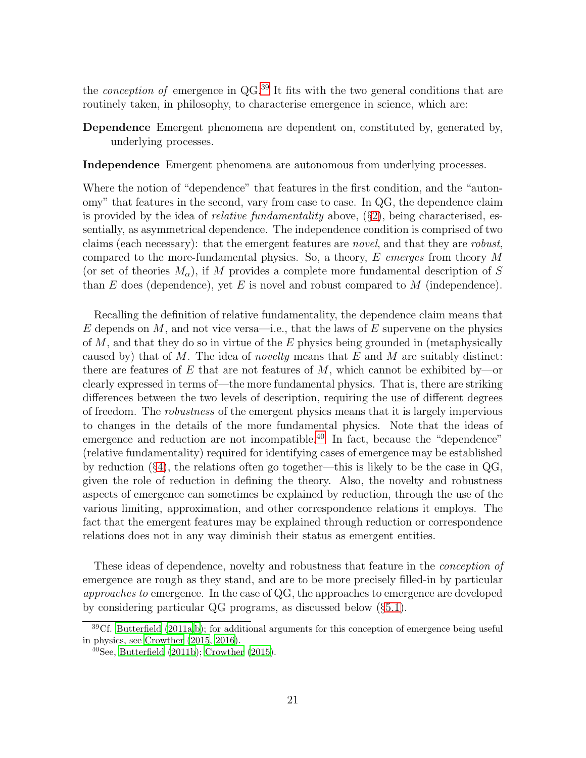the *conception of* emergence in QG.[39] It fits with the two general conditions that are routinely taken, in philosophy, to characterise emergence in science, which are:

**Dependence** Emergent phenomena are dependent on, constituted by, generated by, underlying processes.

**Independence** Emergent phenomena are autonomous from underlying processes.

Where the notion of "dependence" that features in the first condition, and the "autonomy" that features in the second, vary from case to case. In QG, the dependence claim is provided by the idea of *relative fundamentality* above, (§2), being characterised, essentially, as asymmetrical dependence. The independence condition is comprised of two claims (each necessary): that the emergent features are *novel*, and that they are *robust*, compared to the more-fundamental physics. So, a theory, $E$ *emerges* from theory $M$ (or set of theories $M_\alpha$), if $M$ provides a complete more fundamental description of $S$ than $E$ does (dependence), yet $E$ is novel and robust compared to $M$ (independence).

Recalling the definition of relative fundamentality, the dependence claim means that $E$ depends on $M$, and not vice versa—i.e., that the laws of $E$ supervene on the physics of $M$, and that they do so in virtue of the $E$ physics being grounded in (metaphysically caused by) that of $M$. The idea of *novelty* means that $E$ and $M$ are suitably distinct: there are features of $E$ that are not features of $M$, which cannot be exhibited by—or clearly expressed in terms of—the more fundamental physics. That is, there are striking differences between the two levels of description, requiring the use of different degrees of freedom. The *robustness* of the emergent physics means that it is largely impervious to changes in the details of the more fundamental physics. Note that the ideas of emergence and reduction are not incompatible.[40] In fact, because the "dependence" (relative fundamentality) required for identifying cases of emergence may be established by reduction (§4), the relations often go together—this is likely to be the case in QG, given the role of reduction in defining the theory. Also, the novelty and robustness aspects of emergence can sometimes be explained by reduction, through the use of the various limiting, approximation, and other correspondence relations it employs. The fact that the emergent features may be explained through reduction or correspondence relations does not in any way diminish their status as emergent entities.

These ideas of dependence, novelty and robustness that feature in the *conception of* emergence are rough as they stand, and are to be more precisely filled-in by particular *approaches to* emergence. In the case of QG, the approaches to emergence are developed by considering particular QG programs, as discussed below (§5.1).

---

[39] Cf. Butterfield (2011a,b); for additional arguments for this conception of emergence being useful in physics, see Crowther (2015, 2016).

[40] See, Butterfield (2011b); Crowther (2015).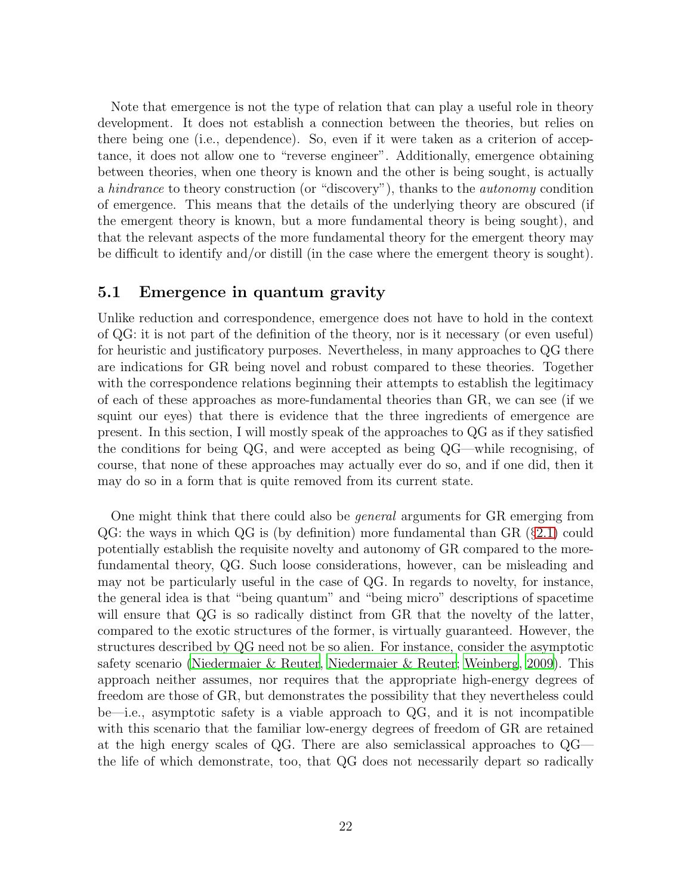Note that emergence is not the type of relation that can play a useful role in theory development. It does not establish a connection between the theories, but relies on there being one (i.e., dependence). So, even if it were taken as a criterion of acceptance, it does not allow one to "reverse engineer". Additionally, emergence obtaining between theories, when one theory is known and the other is being sought, is actually a *hindrance* to theory construction (or "discovery"), thanks to the *autonomy* condition of emergence. This means that the details of the underlying theory are obscured (if the emergent theory is known, but a more fundamental theory is being sought), and that the relevant aspects of the more fundamental theory for the emergent theory may be difficult to identify and/or distill (in the case where the emergent theory is sought).

## 5.1 Emergence in quantum gravity

Unlike reduction and correspondence, emergence does not have to hold in the context of QG: it is not part of the definition of the theory, nor is it necessary (or even useful) for heuristic and justificatory purposes. Nevertheless, in many approaches to QG there are indications for GR being novel and robust compared to these theories. Together with the correspondence relations beginning their attempts to establish the legitimacy of each of these approaches as more-fundamental theories than GR, we can see (if we squint our eyes) that there is evidence that the three ingredients of emergence are present. In this section, I will mostly speak of the approaches to QG as if they satisfied the conditions for being QG, and were accepted as being QG—while recognising, of course, that none of these approaches may actually ever do so, and if one did, then it may do so in a form that is quite removed from its current state.

One might think that there could also be *general* arguments for GR emerging from QG: the ways in which QG is (by definition) more fundamental than GR (§2.1) could potentially establish the requisite novelty and autonomy of GR compared to the more-fundamental theory, QG. Such loose considerations, however, can be misleading and may not be particularly useful in the case of QG. In regards to novelty, for instance, the general idea is that "being quantum" and "being micro" descriptions of spacetime will ensure that QG is so radically distinct from GR that the novelty of the latter, compared to the exotic structures of the former, is virtually guaranteed. However, the structures described by QG need not be so alien. For instance, consider the asymptotic safety scenario (Niedermaier & Reuter, Niedermaier & Reuter; Weinberg, 2009). This approach neither assumes, nor requires that the appropriate high-energy degrees of freedom are those of GR, but demonstrates the possibility that they nevertheless could be—i.e., asymptotic safety is a viable approach to QG, and it is not incompatible with this scenario that the familiar low-energy degrees of freedom of GR are retained at the high energy scales of QG. There are also semiclassical approaches to QG—the life of which demonstrate, too, that QG does not necessarily depart so radically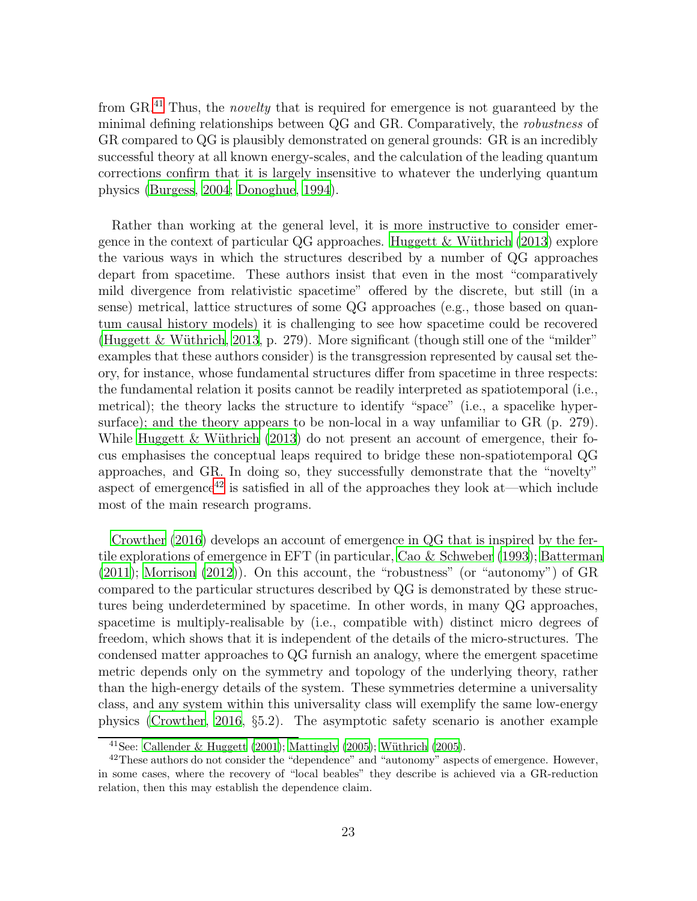from GR.[41] Thus, the *novelty* that is required for emergence is not guaranteed by the minimal defining relationships between QG and GR. Comparatively, the *robustness* of GR compared to QG is plausibly demonstrated on general grounds: GR is an incredibly successful theory at all known energy-scales, and the calculation of the leading quantum corrections confirm that it is largely insensitive to whatever the underlying quantum physics (Burgess, 2004; Donoghue, 1994).

Rather than working at the general level, it is more instructive to consider emergence in the context of particular QG approaches. Huggett & Wüthrich (2013) explore the various ways in which the structures described by a number of QG approaches depart from spacetime. These authors insist that even in the most "comparatively mild divergence from relativistic spacetime" offered by the discrete, but still (in a sense) metrical, lattice structures of some QG approaches (e.g., those based on quantum causal history models) it is challenging to see how spacetime could be recovered (Huggett & Wüthrich, 2013, p. 279). More significant (though still one of the "milder" examples that these authors consider) is the transgression represented by causal set theory, for instance, whose fundamental structures differ from spacetime in three respects: the fundamental relation it posits cannot be readily interpreted as spatiotemporal (i.e., metrical); the theory lacks the structure to identify "space" (i.e., a spacelike hypersurface); and the theory appears to be non-local in a way unfamiliar to GR (p. 279). While Huggett & Wüthrich (2013) do not present an account of emergence, their focus emphasises the conceptual leaps required to bridge these non-spatiotemporal QG approaches, and GR. In doing so, they successfully demonstrate that the "novelty" aspect of emergence[42] is satisfied in all of the approaches they look at—which include most of the main research programs.

Crowther (2016) develops an account of emergence in QG that is inspired by the fertile explorations of emergence in EFT (in particular, Cao & Schweber (1993); Batterman (2011); Morrison (2012)). On this account, the "robustness" (or "autonomy") of GR compared to the particular structures described by QG is demonstrated by these structures being underdetermined by spacetime. In other words, in many QG approaches, spacetime is multiply-realisable by (i.e., compatible with) distinct micro degrees of freedom, which shows that it is independent of the details of the micro-structures. The condensed matter approaches to QG furnish an analogy, where the emergent spacetime metric depends only on the symmetry and topology of the underlying theory, rather than the high-energy details of the system. These symmetries determine a universality class, and any system within this universality class will exemplify the same low-energy physics (Crowther, 2016, §5.2). The asymptotic safety scenario is another example

[41] See: Callender & Huggett (2001); Mattingly (2005); Wüthrich (2005).

[42] These authors do not consider the "dependence" and "autonomy" aspects of emergence. However, in some cases, where the recovery of "local beables" they describe is achieved via a GR-reduction relation, then this may establish the dependence claim.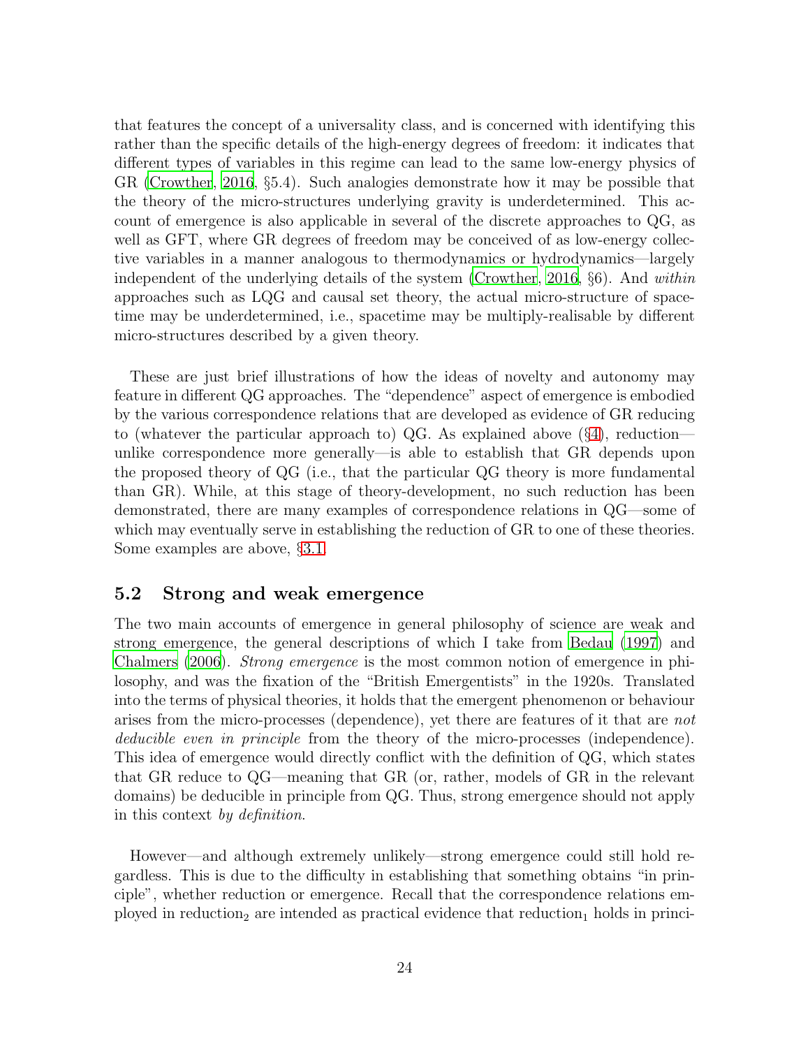that features the concept of a universality class, and is concerned with identifying this rather than the specific details of the high-energy degrees of freedom: it indicates that different types of variables in this regime can lead to the same low-energy physics of GR (Crowther, 2016, §5.4). Such analogies demonstrate how it may be possible that the theory of the micro-structures underlying gravity is underdetermined. This account of emergence is also applicable in several of the discrete approaches to QG, as well as GFT, where GR degrees of freedom may be conceived of as low-energy collective variables in a manner analogous to thermodynamics or hydrodynamics—largely independent of the underlying details of the system (Crowther, 2016, §6). And *within* approaches such as LQG and causal set theory, the actual micro-structure of spacetime may be underdetermined, i.e., spacetime may be multiply-realisable by different micro-structures described by a given theory.

These are just brief illustrations of how the ideas of novelty and autonomy may feature in different QG approaches. The "dependence" aspect of emergence is embodied by the various correspondence relations that are developed as evidence of GR reducing to (whatever the particular approach to) QG. As explained above (§4), reduction—unlike correspondence more generally—is able to establish that GR depends upon the proposed theory of QG (i.e., that the particular QG theory is more fundamental than GR). While, at this stage of theory-development, no such reduction has been demonstrated, there are many examples of correspondence relations in QG—some of which may eventually serve in establishing the reduction of GR to one of these theories. Some examples are above, §3.1.

## 5.2 Strong and weak emergence

The two main accounts of emergence in general philosophy of science are weak and strong emergence, the general descriptions of which I take from Bedau (1997) and Chalmers (2006). *Strong emergence* is the most common notion of emergence in philosophy, and was the fixation of the "British Emergentists" in the 1920s. Translated into the terms of physical theories, it holds that the emergent phenomenon or behaviour arises from the micro-processes (dependence), yet there are features of it that are *not deducible even in principle* from the theory of the micro-processes (independence). This idea of emergence would directly conflict with the definition of QG, which states that GR reduce to QG—meaning that GR (or, rather, models of GR in the relevant domains) be deducible in principle from QG. Thus, strong emergence should not apply in this context *by definition*.

However—and although extremely unlikely—strong emergence could still hold regardless. This is due to the difficulty in establishing that something obtains "in principle", whether reduction or emergence. Recall that the correspondence relations employed in reduction$_2$ are intended as practical evidence that reduction$_1$ holds in princi-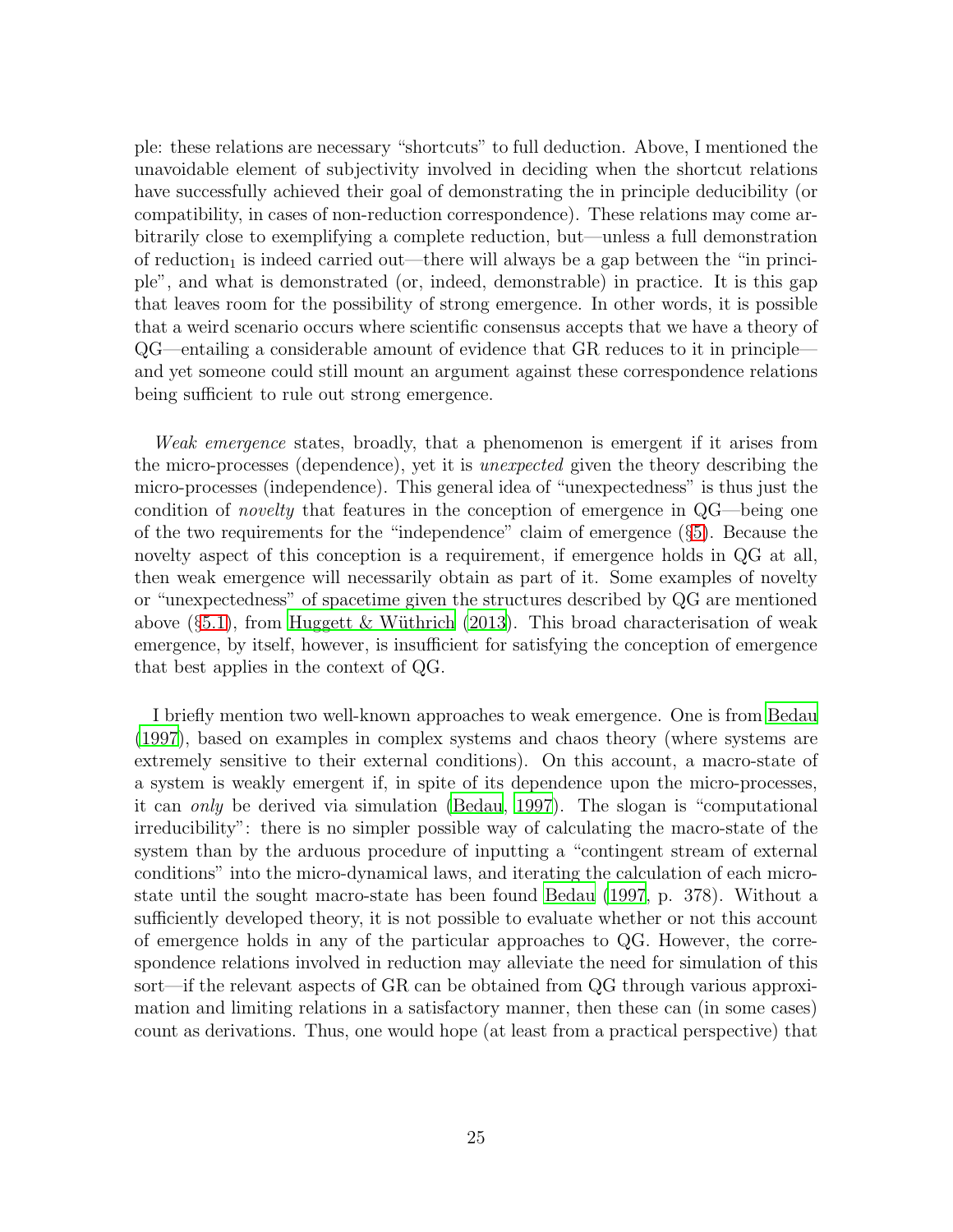ple: these relations are necessary "shortcuts" to full deduction. Above, I mentioned the unavoidable element of subjectivity involved in deciding when the shortcut relations have successfully achieved their goal of demonstrating the in principle deducibility (or compatibility, in cases of non-reduction correspondence). These relations may come arbitrarily close to exemplifying a complete reduction, but—unless a full demonstration of reduction$_1$ is indeed carried out—there will always be a gap between the "in principle", and what is demonstrated (or, indeed, demonstrable) in practice. It is this gap that leaves room for the possibility of strong emergence. In other words, it is possible that a weird scenario occurs where scientific consensus accepts that we have a theory of QG—entailing a considerable amount of evidence that GR reduces to it in principle—and yet someone could still mount an argument against these correspondence relations being sufficient to rule out strong emergence.

*Weak emergence* states, broadly, that a phenomenon is emergent if it arises from the micro-processes (dependence), yet it is *unexpected* given the theory describing the micro-processes (independence). This general idea of "unexpectedness" is thus just the condition of *novelty* that features in the conception of emergence in QG—being one of the two requirements for the "independence" claim of emergence (§5). Because the novelty aspect of this conception is a requirement, if emergence holds in QG at all, then weak emergence will necessarily obtain as part of it. Some examples of novelty or "unexpectedness" of spacetime given the structures described by QG are mentioned above (§5.1), from Huggett & Wüthrich (2013). This broad characterisation of weak emergence, by itself, however, is insufficient for satisfying the conception of emergence that best applies in the context of QG.

I briefly mention two well-known approaches to weak emergence. One is from Bedau (1997), based on examples in complex systems and chaos theory (where systems are extremely sensitive to their external conditions). On this account, a macro-state of a system is weakly emergent if, in spite of its dependence upon the micro-processes, it can *only* be derived via simulation (Bedau, 1997). The slogan is "computational irreducibility": there is no simpler possible way of calculating the macro-state of the system than by the arduous procedure of inputting a "contingent stream of external conditions" into the micro-dynamical laws, and iterating the calculation of each micro-state until the sought macro-state has been found Bedau (1997, p. 378). Without a sufficiently developed theory, it is not possible to evaluate whether or not this account of emergence holds in any of the particular approaches to QG. However, the correspondence relations involved in reduction may alleviate the need for simulation of this sort—if the relevant aspects of GR can be obtained from QG through various approximation and limiting relations in a satisfactory manner, then these can (in some cases) count as derivations. Thus, one would hope (at least from a practical perspective) that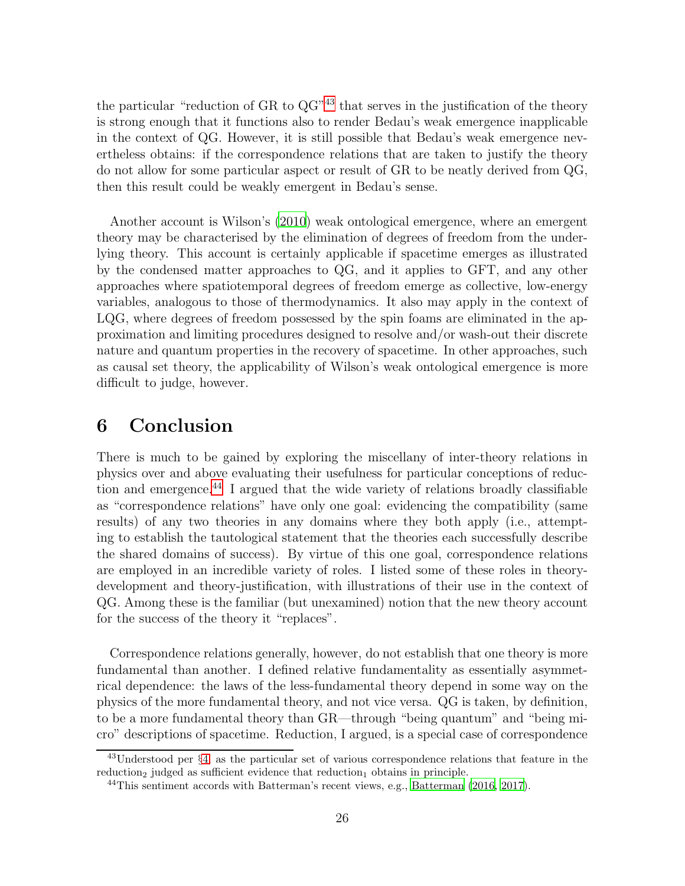the particular "reduction of GR to QG"[43] that serves in the justification of the theory is strong enough that it functions also to render Bedau's weak emergence inapplicable in the context of QG. However, it is still possible that Bedau's weak emergence nevertheless obtains: if the correspondence relations that are taken to justify the theory do not allow for some particular aspect or result of GR to be neatly derived from QG, then this result could be weakly emergent in Bedau's sense.

Another account is Wilson's (2010) weak ontological emergence, where an emergent theory may be characterised by the elimination of degrees of freedom from the underlying theory. This account is certainly applicable if spacetime emerges as illustrated by the condensed matter approaches to QG, and it applies to GFT, and any other approaches where spatiotemporal degrees of freedom emerge as collective, low-energy variables, analogous to those of thermodynamics. It also may apply in the context of LQG, where degrees of freedom possessed by the spin foams are eliminated in the approximation and limiting procedures designed to resolve and/or wash-out their discrete nature and quantum properties in the recovery of spacetime. In other approaches, such as causal set theory, the applicability of Wilson's weak ontological emergence is more difficult to judge, however.

# 6 Conclusion

There is much to be gained by exploring the miscellany of inter-theory relations in physics over and above evaluating their usefulness for particular conceptions of reduction and emergence.[44] I argued that the wide variety of relations broadly classifiable as "correspondence relations" have only one goal: evidencing the compatibility (same results) of any two theories in any domains where they both apply (i.e., attempting to establish the tautological statement that the theories each successfully describe the shared domains of success). By virtue of this one goal, correspondence relations are employed in an incredible variety of roles. I listed some of these roles in theory-development and theory-justification, with illustrations of their use in the context of QG. Among these is the familiar (but unexamined) notion that the new theory account for the success of the theory it "replaces".

Correspondence relations generally, however, do not establish that one theory is more fundamental than another. I defined relative fundamentality as essentially asymmetrical dependence: the laws of the less-fundamental theory depend in some way on the physics of the more fundamental theory, and not vice versa. QG is taken, by definition, to be a more fundamental theory than GR—through "being quantum" and "being micro" descriptions of spacetime. Reduction, I argued, is a special case of correspondence

[43] Understood per §4, as the particular set of various correspondence relations that feature in the reduction$_2$ judged as sufficient evidence that reduction$_1$ obtains in principle.

[44] This sentiment accords with Batterman's recent views, e.g., Batterman (2016, 2017).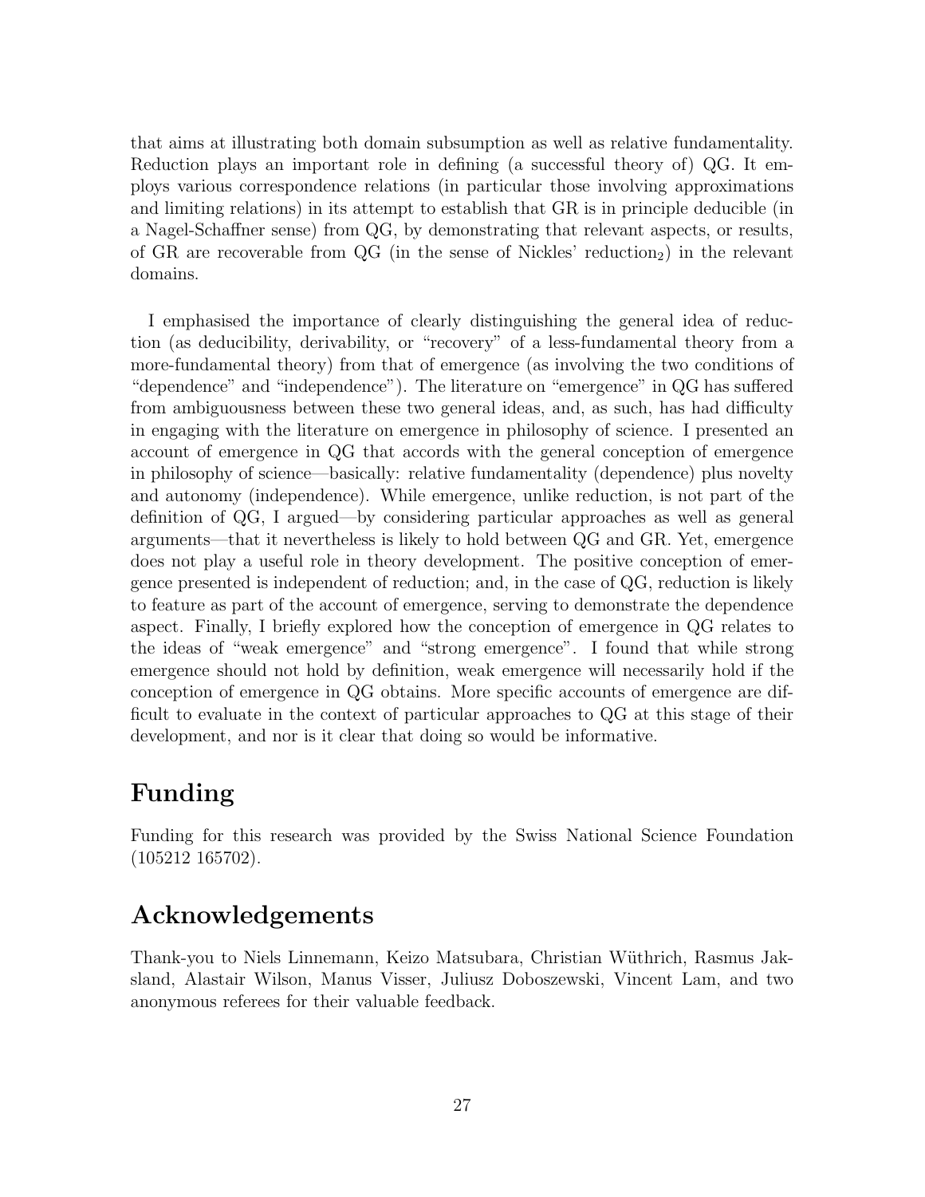that aims at illustrating both domain subsumption as well as relative fundamentality. Reduction plays an important role in defining (a successful theory of) QG. It employs various correspondence relations (in particular those involving approximations and limiting relations) in its attempt to establish that GR is in principle deducible (in a Nagel-Schaffner sense) from QG, by demonstrating that relevant aspects, or results, of GR are recoverable from QG (in the sense of Nickles' reduction$_2$) in the relevant domains.

I emphasised the importance of clearly distinguishing the general idea of reduction (as deducibility, derivability, or "recovery" of a less-fundamental theory from a more-fundamental theory) from that of emergence (as involving the two conditions of "dependence" and "independence"). The literature on "emergence" in QG has suffered from ambiguousness between these two general ideas, and, as such, has had difficulty in engaging with the literature on emergence in philosophy of science. I presented an account of emergence in QG that accords with the general conception of emergence in philosophy of science—basically: relative fundamentality (dependence) plus novelty and autonomy (independence). While emergence, unlike reduction, is not part of the definition of QG, I argued—by considering particular approaches as well as general arguments—that it nevertheless is likely to hold between QG and GR. Yet, emergence does not play a useful role in theory development. The positive conception of emergence presented is independent of reduction; and, in the case of QG, reduction is likely to feature as part of the account of emergence, serving to demonstrate the dependence aspect. Finally, I briefly explored how the conception of emergence in QG relates to the ideas of "weak emergence" and "strong emergence". I found that while strong emergence should not hold by definition, weak emergence will necessarily hold if the conception of emergence in QG obtains. More specific accounts of emergence are difficult to evaluate in the context of particular approaches to QG at this stage of their development, and nor is it clear that doing so would be informative.

## Funding

Funding for this research was provided by the Swiss National Science Foundation (105212 165702).

## Acknowledgements

Thank-you to Niels Linnemann, Keizo Matsubara, Christian Wüthrich, Rasmus Jaksland, Alastair Wilson, Manus Visser, Juliusz Doboszewski, Vincent Lam, and two anonymous referees for their valuable feedback.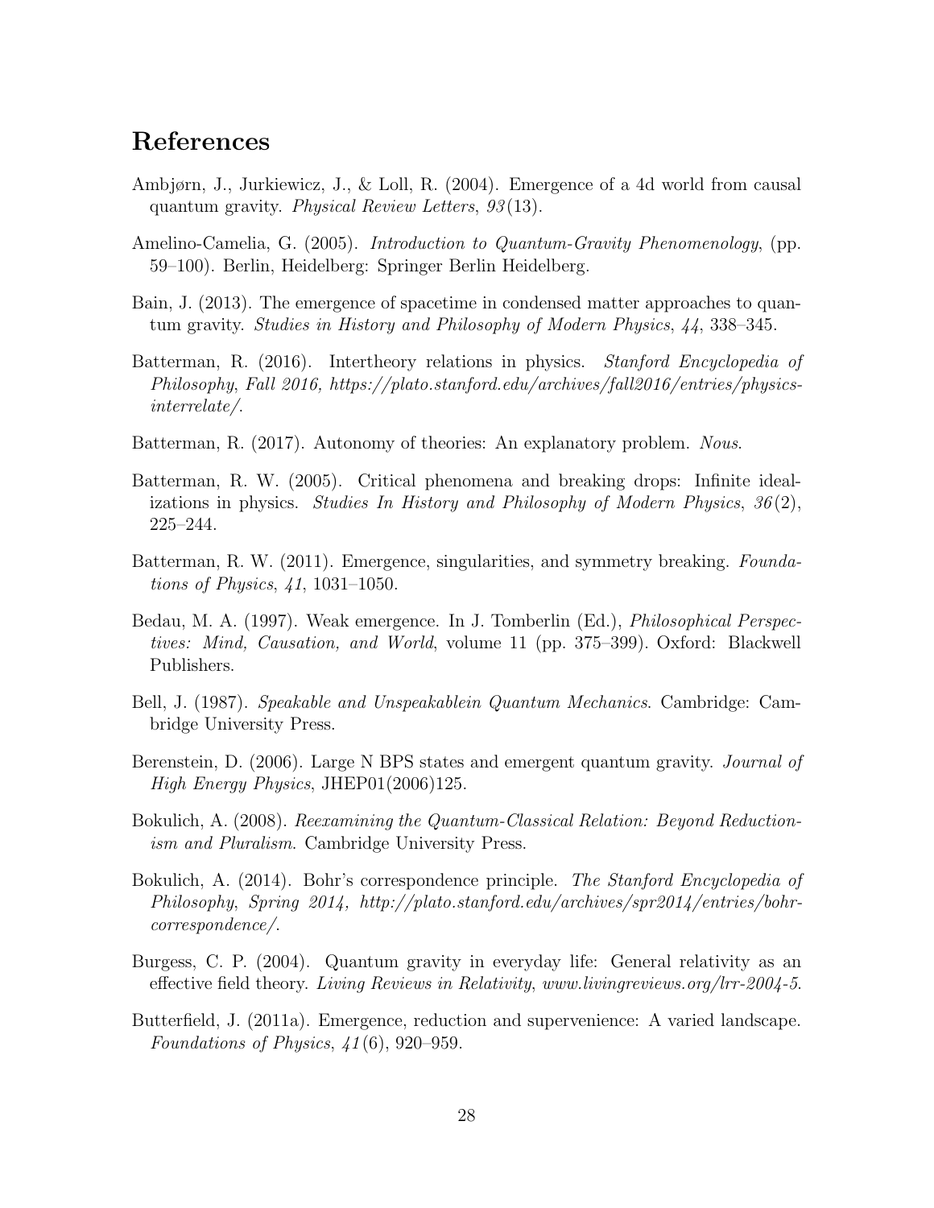## References

Ambjørn, J., Jurkiewicz, J., & Loll, R. (2004). Emergence of a 4d world from causal quantum gravity. *Physical Review Letters*, *93*(13).

Amelino-Camelia, G. (2005). *Introduction to Quantum-Gravity Phenomenology*, (pp. 59–100). Berlin, Heidelberg: Springer Berlin Heidelberg.

Bain, J. (2013). The emergence of spacetime in condensed matter approaches to quantum gravity. *Studies in History and Philosophy of Modern Physics*, *44*, 338–345.

Batterman, R. (2016). Intertheory relations in physics. *Stanford Encyclopedia of Philosophy*, *Fall 2016, https://plato.stanford.edu/archives/fall2016/entries/physics-interrelate/*.

Batterman, R. (2017). Autonomy of theories: An explanatory problem. *Nous*.

Batterman, R. W. (2005). Critical phenomena and breaking drops: Infinite idealizations in physics. *Studies In History and Philosophy of Modern Physics*, *36*(2), 225–244.

Batterman, R. W. (2011). Emergence, singularities, and symmetry breaking. *Foundations of Physics*, *41*, 1031–1050.

Bedau, M. A. (1997). Weak emergence. In J. Tomberlin (Ed.), *Philosophical Perspectives: Mind, Causation, and World*, volume 11 (pp. 375–399). Oxford: Blackwell Publishers.

Bell, J. (1987). *Speakable and Unspeakablein Quantum Mechanics*. Cambridge: Cambridge University Press.

Berenstein, D. (2006). Large N BPS states and emergent quantum gravity. *Journal of High Energy Physics*, JHEP01(2006)125.

Bokulich, A. (2008). *Reexamining the Quantum-Classical Relation: Beyond Reductionism and Pluralism*. Cambridge University Press.

Bokulich, A. (2014). Bohr's correspondence principle. *The Stanford Encyclopedia of Philosophy*, *Spring 2014, http://plato.stanford.edu/archives/spr2014/entries/bohr-correspondence/*.

Burgess, C. P. (2004). Quantum gravity in everyday life: General relativity as an effective field theory. *Living Reviews in Relativity*, *www.livingreviews.org/lrr-2004-5*.

Butterfield, J. (2011a). Emergence, reduction and supervenience: A varied landscape. *Foundations of Physics*, *41*(6), 920–959.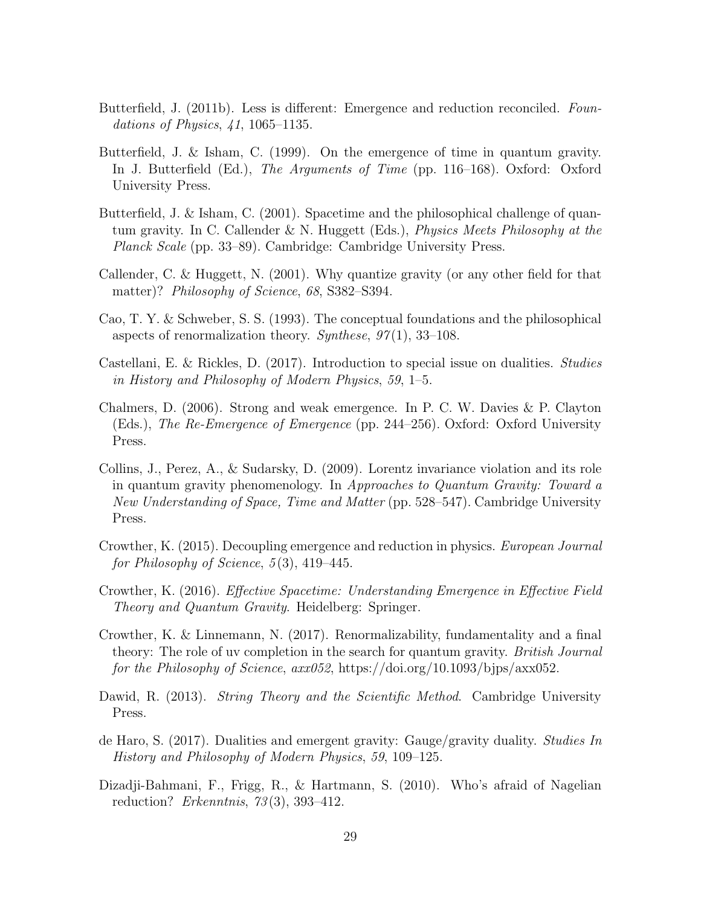Butterfield, J. (2011b). Less is different: Emergence and reduction reconciled. *Foundations of Physics*, *41*, 1065–1135.

Butterfield, J. & Isham, C. (1999). On the emergence of time in quantum gravity. In J. Butterfield (Ed.), *The Arguments of Time* (pp. 116–168). Oxford: Oxford University Press.

Butterfield, J. & Isham, C. (2001). Spacetime and the philosophical challenge of quantum gravity. In C. Callender & N. Huggett (Eds.), *Physics Meets Philosophy at the Planck Scale* (pp. 33–89). Cambridge: Cambridge University Press.

Callender, C. & Huggett, N. (2001). Why quantize gravity (or any other field for that matter)? *Philosophy of Science*, *68*, S382–S394.

Cao, T. Y. & Schweber, S. S. (1993). The conceptual foundations and the philosophical aspects of renormalization theory. *Synthese*, *97*(1), 33–108.

Castellani, E. & Rickles, D. (2017). Introduction to special issue on dualities. *Studies in History and Philosophy of Modern Physics*, *59*, 1–5.

Chalmers, D. (2006). Strong and weak emergence. In P. C. W. Davies & P. Clayton (Eds.), *The Re-Emergence of Emergence* (pp. 244–256). Oxford: Oxford University Press.

Collins, J., Perez, A., & Sudarsky, D. (2009). Lorentz invariance violation and its role in quantum gravity phenomenology. In *Approaches to Quantum Gravity: Toward a New Understanding of Space, Time and Matter* (pp. 528–547). Cambridge University Press.

Crowther, K. (2015). Decoupling emergence and reduction in physics. *European Journal for Philosophy of Science*, *5*(3), 419–445.

Crowther, K. (2016). *Effective Spacetime: Understanding Emergence in Effective Field Theory and Quantum Gravity*. Heidelberg: Springer.

Crowther, K. & Linnemann, N. (2017). Renormalizability, fundamentality and a final theory: The role of uv completion in the search for quantum gravity. *British Journal for the Philosophy of Science*, *axx052*, https://doi.org/10.1093/bjps/axx052.

Dawid, R. (2013). *String Theory and the Scientific Method*. Cambridge University Press.

de Haro, S. (2017). Dualities and emergent gravity: Gauge/gravity duality. *Studies In History and Philosophy of Modern Physics*, *59*, 109–125.

Dizadji-Bahmani, F., Frigg, R., & Hartmann, S. (2010). Who's afraid of Nagelian reduction? *Erkenntnis*, *73*(3), 393–412.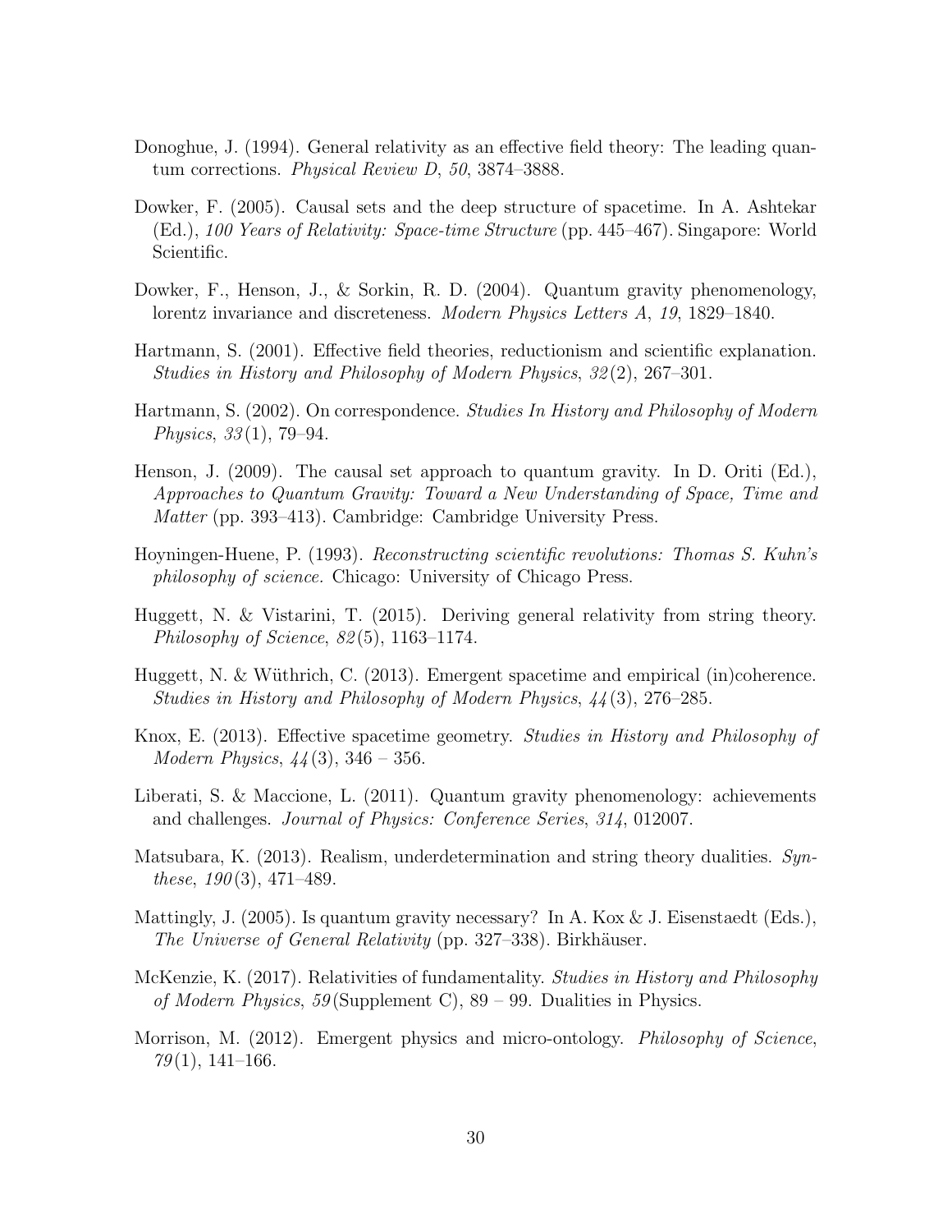Donoghue, J. (1994). General relativity as an effective field theory: The leading quantum corrections. *Physical Review D*, *50*, 3874–3888.

Dowker, F. (2005). Causal sets and the deep structure of spacetime. In A. Ashtekar (Ed.), *100 Years of Relativity: Space-time Structure* (pp. 445–467). Singapore: World Scientific.

Dowker, F., Henson, J., & Sorkin, R. D. (2004). Quantum gravity phenomenology, lorentz invariance and discreteness. *Modern Physics Letters A*, *19*, 1829–1840.

Hartmann, S. (2001). Effective field theories, reductionism and scientific explanation. *Studies in History and Philosophy of Modern Physics*, *32*(2), 267–301.

Hartmann, S. (2002). On correspondence. *Studies In History and Philosophy of Modern Physics*, *33*(1), 79–94.

Henson, J. (2009). The causal set approach to quantum gravity. In D. Oriti (Ed.), *Approaches to Quantum Gravity: Toward a New Understanding of Space, Time and Matter* (pp. 393–413). Cambridge: Cambridge University Press.

Hoyningen-Huene, P. (1993). *Reconstructing scientific revolutions: Thomas S. Kuhn's philosophy of science.* Chicago: University of Chicago Press.

Huggett, N. & Vistarini, T. (2015). Deriving general relativity from string theory. *Philosophy of Science*, *82*(5), 1163–1174.

Huggett, N. & Wüthrich, C. (2013). Emergent spacetime and empirical (in)coherence. *Studies in History and Philosophy of Modern Physics*, *44*(3), 276–285.

Knox, E. (2013). Effective spacetime geometry. *Studies in History and Philosophy of Modern Physics*, *44*(3), 346 – 356.

Liberati, S. & Maccione, L. (2011). Quantum gravity phenomenology: achievements and challenges. *Journal of Physics: Conference Series*, *314*, 012007.

Matsubara, K. (2013). Realism, underdetermination and string theory dualities. *Synthese*, *190*(3), 471–489.

Mattingly, J. (2005). Is quantum gravity necessary? In A. Kox & J. Eisenstaedt (Eds.), *The Universe of General Relativity* (pp. 327–338). Birkhäuser.

McKenzie, K. (2017). Relativities of fundamentality. *Studies in History and Philosophy of Modern Physics*, *59*(Supplement C), 89 – 99. Dualities in Physics.

Morrison, M. (2012). Emergent physics and micro-ontology. *Philosophy of Science*, *79*(1), 141–166.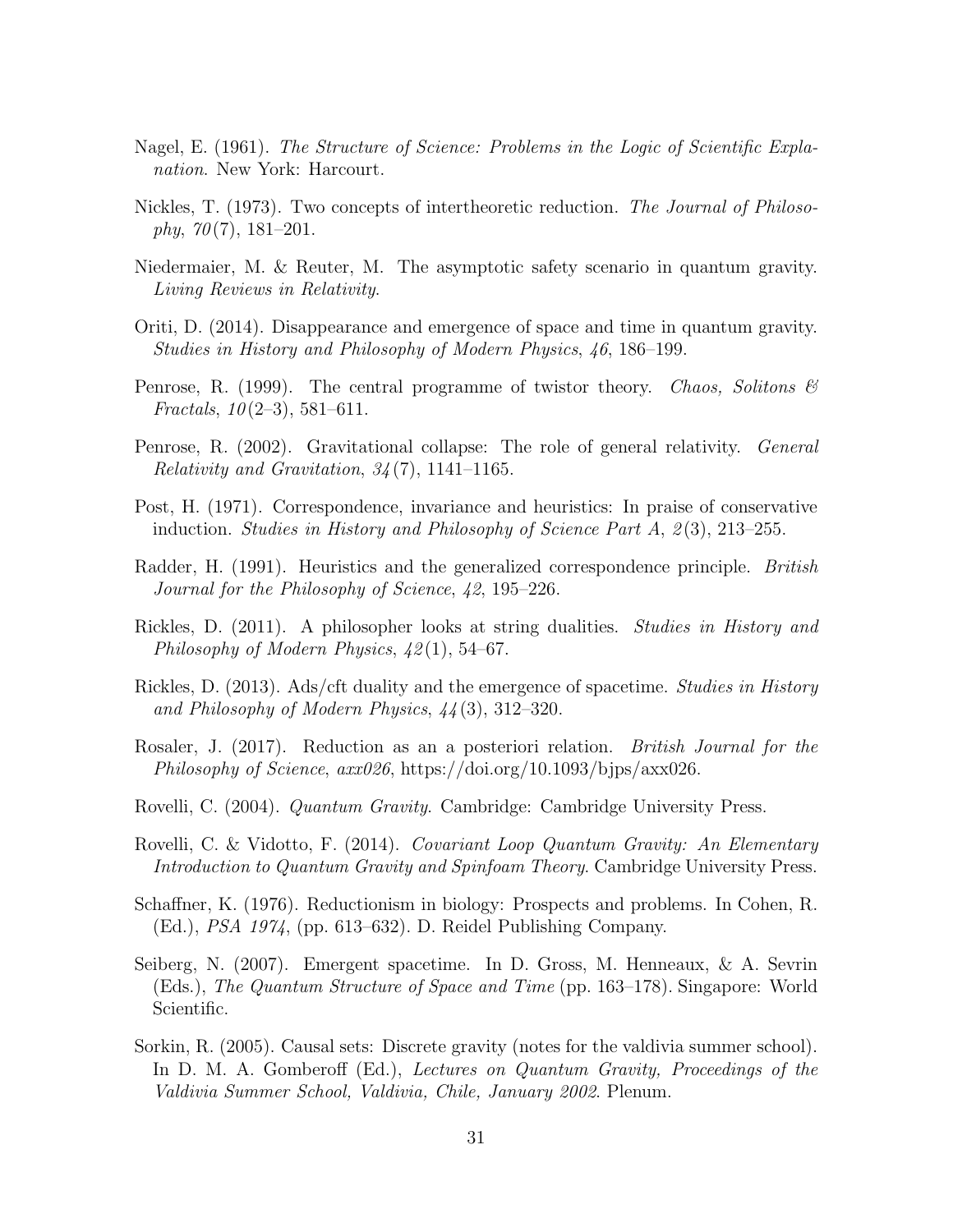Nagel, E. (1961). *The Structure of Science: Problems in the Logic of Scientific Explanation*. New York: Harcourt.

Nickles, T. (1973). Two concepts of intertheoretic reduction. *The Journal of Philosophy*, *70*(7), 181–201.

Niedermaier, M. & Reuter, M. The asymptotic safety scenario in quantum gravity. *Living Reviews in Relativity*.

Oriti, D. (2014). Disappearance and emergence of space and time in quantum gravity. *Studies in History and Philosophy of Modern Physics*, *46*, 186–199.

Penrose, R. (1999). The central programme of twistor theory. *Chaos, Solitons & Fractals*, *10*(2–3), 581–611.

Penrose, R. (2002). Gravitational collapse: The role of general relativity. *General Relativity and Gravitation*, *34*(7), 1141–1165.

Post, H. (1971). Correspondence, invariance and heuristics: In praise of conservative induction. *Studies in History and Philosophy of Science Part A*, *2*(3), 213–255.

Radder, H. (1991). Heuristics and the generalized correspondence principle. *British Journal for the Philosophy of Science*, *42*, 195–226.

Rickles, D. (2011). A philosopher looks at string dualities. *Studies in History and Philosophy of Modern Physics*, *42*(1), 54–67.

Rickles, D. (2013). Ads/cft duality and the emergence of spacetime. *Studies in History and Philosophy of Modern Physics*, *44*(3), 312–320.

Rosaler, J. (2017). Reduction as an a posteriori relation. *British Journal for the Philosophy of Science*, *axx026*, https://doi.org/10.1093/bjps/axx026.

Rovelli, C. (2004). *Quantum Gravity*. Cambridge: Cambridge University Press.

Rovelli, C. & Vidotto, F. (2014). *Covariant Loop Quantum Gravity: An Elementary Introduction to Quantum Gravity and Spinfoam Theory*. Cambridge University Press.

Schaffner, K. (1976). Reductionism in biology: Prospects and problems. In Cohen, R. (Ed.), *PSA 1974*, (pp. 613–632). D. Reidel Publishing Company.

Seiberg, N. (2007). Emergent spacetime. In D. Gross, M. Henneaux, & A. Sevrin (Eds.), *The Quantum Structure of Space and Time* (pp. 163–178). Singapore: World Scientific.

Sorkin, R. (2005). Causal sets: Discrete gravity (notes for the valdivia summer school). In D. M. A. Gomberoff (Ed.), *Lectures on Quantum Gravity, Proceedings of the Valdivia Summer School, Valdivia, Chile, January 2002*. Plenum.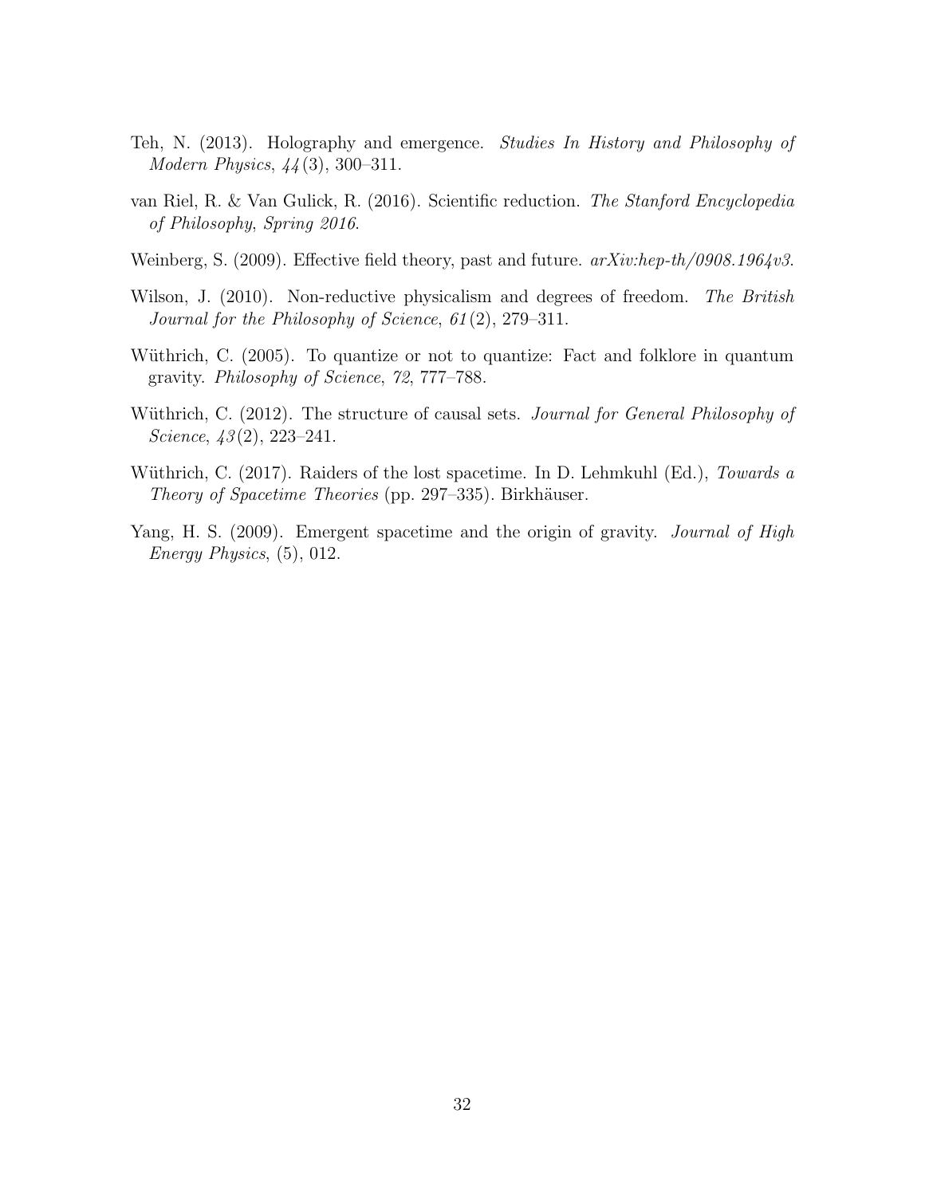Teh, N. (2013). Holography and emergence. *Studies In History and Philosophy of Modern Physics*, *44*(3), 300–311.

van Riel, R. & Van Gulick, R. (2016). Scientific reduction. *The Stanford Encyclopedia of Philosophy*, *Spring 2016*.

Weinberg, S. (2009). Effective field theory, past and future. *arXiv:hep-th/0908.1964v3*.

Wilson, J. (2010). Non-reductive physicalism and degrees of freedom. *The British Journal for the Philosophy of Science*, *61*(2), 279–311.

Wüthrich, C. (2005). To quantize or not to quantize: Fact and folklore in quantum gravity. *Philosophy of Science*, *72*, 777–788.

Wüthrich, C. (2012). The structure of causal sets. *Journal for General Philosophy of Science*, *43*(2), 223–241.

Wüthrich, C. (2017). Raiders of the lost spacetime. In D. Lehmkuhl (Ed.), *Towards a Theory of Spacetime Theories* (pp. 297–335). Birkhäuser.

Yang, H. S. (2009). Emergent spacetime and the origin of gravity. *Journal of High Energy Physics*, (5), 012.